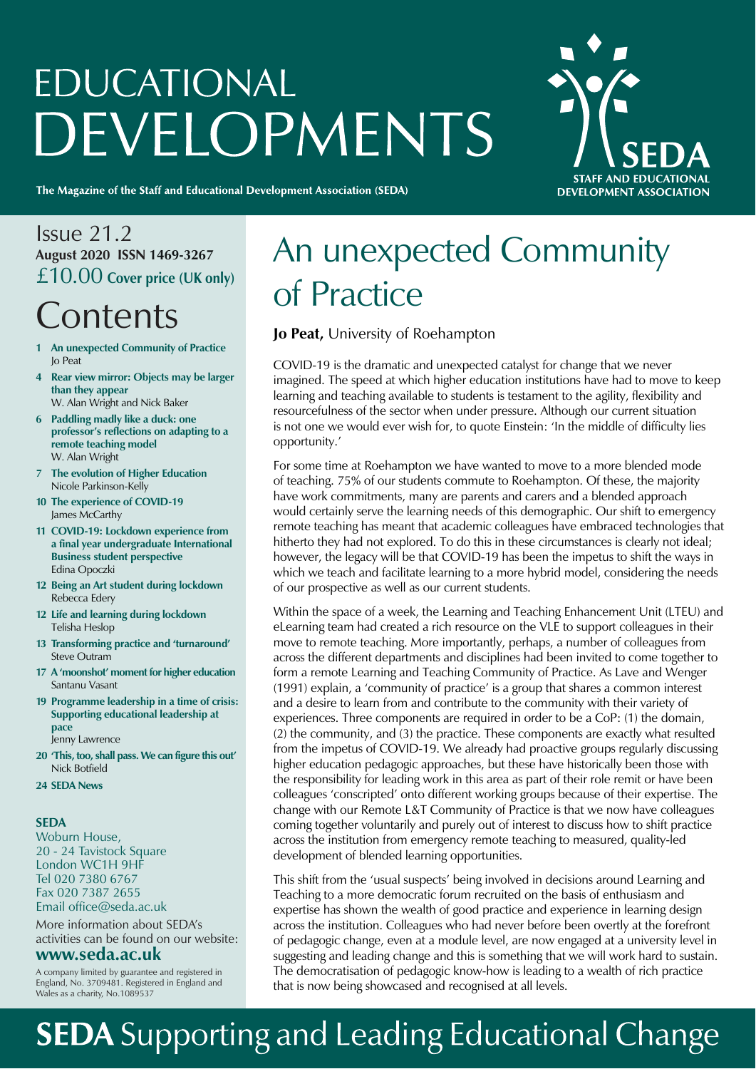# EDUCATIONAL DEVELOPMENTS

**The Magazine of the Staff and Educational Development Association (SEDA)**

SEDA
STAFF AND EDUCATIONAL DEVELOPMENT ASSOCIATION

Issue 21.2
**August 2020 ISSN 1469-3267**
£10.00 **Cover price (UK only)**

## Contents

- **1 An unexpected Community of Practice**
  Jo Peat
- **4 Rear view mirror: Objects may be larger than they appear**
  W. Alan Wright and Nick Baker
- **6 Paddling madly like a duck: one professor's reflections on adapting to a remote teaching model**
  W. Alan Wright
- **7 The evolution of Higher Education**
  Nicole Parkinson-Kelly
- **10 The experience of COVID-19**
  James McCarthy
- **11 COVID-19: Lockdown experience from a final year undergraduate International Business student perspective**
  Edina Opoczki
- **12 Being an Art student during lockdown**
  Rebecca Edery
- **12 Life and learning during lockdown**
  Telisha Heslop
- **13 Transforming practice and 'turnaround'**
  Steve Outram
- **17 A 'moonshot' moment for higher education**
  Santanu Vasant
- **19 Programme leadership in a time of crisis: Supporting educational leadership at pace**
  Jenny Lawrence
- **20 'This, too, shall pass. We can figure this out'**
  Nick Botfield
- **24 SEDA News**

**SEDA**
Woburn House,
20 - 24 Tavistock Square
London WC1H 9HF
Tel 020 7380 6767
Fax 020 7387 2655
Email office@seda.ac.uk

More information about SEDA's activities can be found on our website:
**www.seda.ac.uk**

A company limited by guarantee and registered in England, No. 3709481. Registered in England and Wales as a charity, No.1089537

# An unexpected Community of Practice

**Jo Peat,** University of Roehampton

COVID-19 is the dramatic and unexpected catalyst for change that we never imagined. The speed at which higher education institutions have had to move to keep learning and teaching available to students is testament to the agility, flexibility and resourcefulness of the sector when under pressure. Although our current situation is not one we would ever wish for, to quote Einstein: 'In the middle of difficulty lies opportunity.'

For some time at Roehampton we have wanted to move to a more blended mode of teaching. 75% of our students commute to Roehampton. Of these, the majority have work commitments, many are parents and carers and a blended approach would certainly serve the learning needs of this demographic. Our shift to emergency remote teaching has meant that academic colleagues have embraced technologies that hitherto they had not explored. To do this in these circumstances is clearly not ideal; however, the legacy will be that COVID-19 has been the impetus to shift the ways in which we teach and facilitate learning to a more hybrid model, considering the needs of our prospective as well as our current students.

Within the space of a week, the Learning and Teaching Enhancement Unit (LTEU) and eLearning team had created a rich resource on the VLE to support colleagues in their move to remote teaching. More importantly, perhaps, a number of colleagues from across the different departments and disciplines had been invited to come together to form a remote Learning and Teaching Community of Practice. As Lave and Wenger (1991) explain, a 'community of practice' is a group that shares a common interest and a desire to learn from and contribute to the community with their variety of experiences. Three components are required in order to be a CoP: (1) the domain, (2) the community, and (3) the practice. These components are exactly what resulted from the impetus of COVID-19. We already had proactive groups regularly discussing higher education pedagogic approaches, but these have historically been those with the responsibility for leading work in this area as part of their role remit or have been colleagues 'conscripted' onto different working groups because of their expertise. The change with our Remote L&T Community of Practice is that we now have colleagues coming together voluntarily and purely out of interest to discuss how to shift practice across the institution from emergency remote teaching to measured, quality-led development of blended learning opportunities.

This shift from the 'usual suspects' being involved in decisions around Learning and Teaching to a more democratic forum recruited on the basis of enthusiasm and expertise has shown the wealth of good practice and experience in learning design across the institution. Colleagues who had never before been overtly at the forefront of pedagogic change, even at a module level, are now engaged at a university level in suggesting and leading change and this is something that we will work hard to sustain. The democratisation of pedagogic know-how is leading to a wealth of rich practice that is now being showcased and recognised at all levels.

**SEDA** Supporting and Leading Educational Change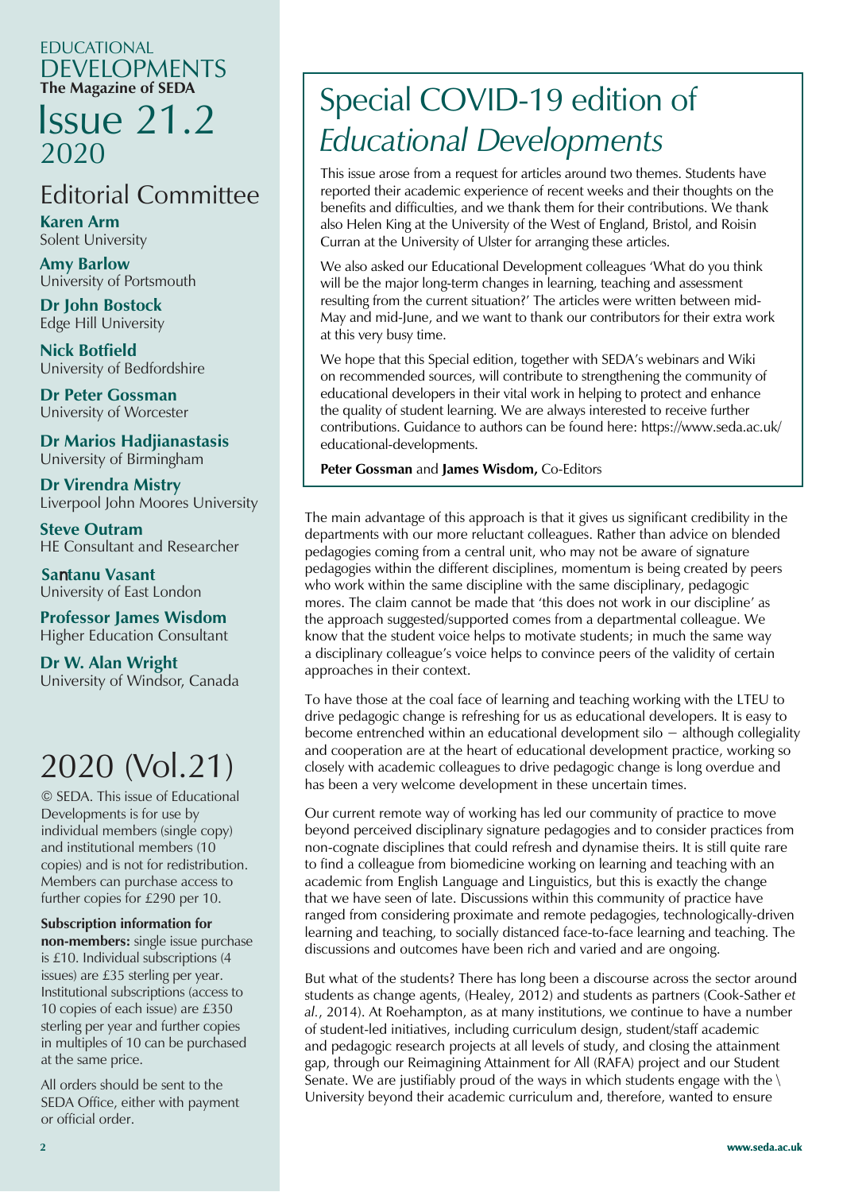EDUCATIONAL DEVELOPMENTS
**The Magazine of SEDA**

# Issue 21.2 2020

## Editorial Committee

**Karen Arm**
Solent University

**Amy Barlow**
University of Portsmouth

**Dr John Bostock**
Edge Hill University

**Nick Botfield**
University of Bedfordshire

**Dr Peter Gossman**
University of Worcester

**Dr Marios Hadjianastasis**
University of Birmingham

**Dr Virendra Mistry**
Liverpool John Moores University

**Steve Outram**
HE Consultant and Researcher

**Santanu Vasant**
University of East London

**Professor James Wisdom**
Higher Education Consultant

**Dr W. Alan Wright**
University of Windsor, Canada

## 2020 (Vol.21)

© SEDA. This issue of Educational Developments is for use by individual members (single copy) and institutional members (10 copies) and is not for redistribution. Members can purchase access to further copies for £290 per 10.

**Subscription information for non-members:** single issue purchase is £10. Individual subscriptions (4 issues) are £35 sterling per year. Institutional subscriptions (access to 10 copies of each issue) are £350 sterling per year and further copies in multiples of 10 can be purchased at the same price.

All orders should be sent to the SEDA Office, either with payment or official order.

# Special COVID-19 edition of *Educational Developments*

This issue arose from a request for articles around two themes. Students have reported their academic experience of recent weeks and their thoughts on the benefits and difficulties, and we thank them for their contributions. We thank also Helen King at the University of the West of England, Bristol, and Roisin Curran at the University of Ulster for arranging these articles.

We also asked our Educational Development colleagues 'What do you think will be the major long-term changes in learning, teaching and assessment resulting from the current situation?' The articles were written between mid-May and mid-June, and we want to thank our contributors for their extra work at this very busy time.

We hope that this Special edition, together with SEDA's webinars and Wiki on recommended sources, will contribute to strengthening the community of educational developers in their vital work in helping to protect and enhance the quality of student learning. We are always interested to receive further contributions. Guidance to authors can be found here: https://www.seda.ac.uk/educational-developments.

**Peter Gossman** and **James Wisdom,** Co-Editors

The main advantage of this approach is that it gives us significant credibility in the departments with our more reluctant colleagues. Rather than advice on blended pedagogies coming from a central unit, who may not be aware of signature pedagogies within the different disciplines, momentum is being created by peers who work within the same discipline with the same disciplinary, pedagogic mores. The claim cannot be made that 'this does not work in our discipline' as the approach suggested/supported comes from a departmental colleague. We know that the student voice helps to motivate students; in much the same way a disciplinary colleague's voice helps to convince peers of the validity of certain approaches in their context.

To have those at the coal face of learning and teaching working with the LTEU to drive pedagogic change is refreshing for us as educational developers. It is easy to become entrenched within an educational development silo − although collegiality and cooperation are at the heart of educational development practice, working so closely with academic colleagues to drive pedagogic change is long overdue and has been a very welcome development in these uncertain times.

Our current remote way of working has led our community of practice to move beyond perceived disciplinary signature pedagogies and to consider practices from non-cognate disciplines that could refresh and dynamise theirs. It is still quite rare to find a colleague from biomedicine working on learning and teaching with an academic from English Language and Linguistics, but this is exactly the change that we have seen of late. Discussions within this community of practice have ranged from considering proximate and remote pedagogies, technologically-driven learning and teaching, to socially distanced face-to-face learning and teaching. The discussions and outcomes have been rich and varied and are ongoing.

But what of the students? There has long been a discourse across the sector around students as change agents, (Healey, 2012) and students as partners (Cook-Sather *et al.*, 2014). At Roehampton, as at many institutions, we continue to have a number of student-led initiatives, including curriculum design, student/staff academic and pedagogic research projects at all levels of study, and closing the attainment gap, through our Reimagining Attainment for All (RAFA) project and our Student Senate. We are justifiably proud of the ways in which students engage with the \ University beyond their academic curriculum and, therefore, wanted to ensure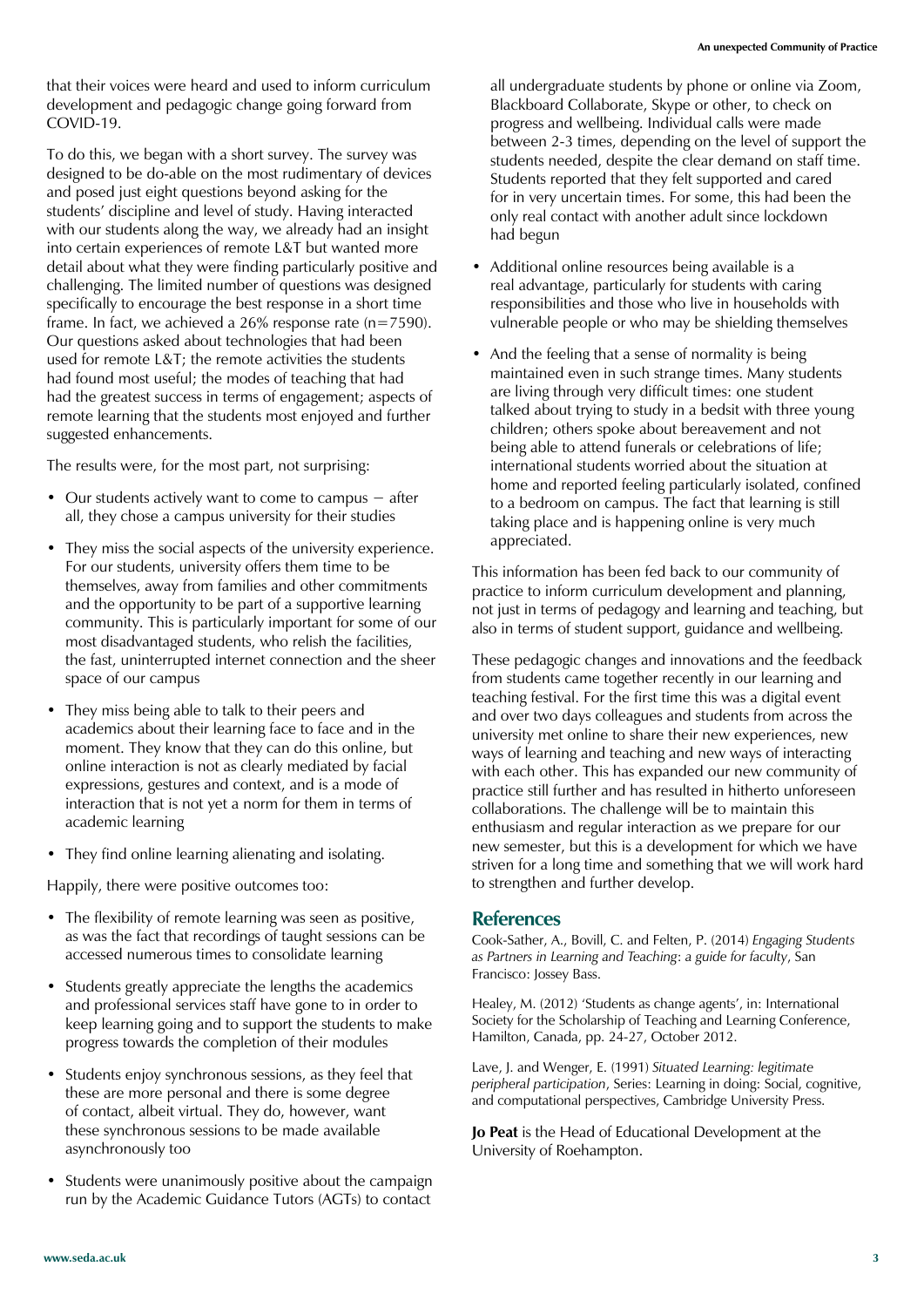that their voices were heard and used to inform curriculum development and pedagogic change going forward from COVID-19.

To do this, we began with a short survey. The survey was designed to be do-able on the most rudimentary of devices and posed just eight questions beyond asking for the students' discipline and level of study. Having interacted with our students along the way, we already had an insight into certain experiences of remote L&T but wanted more detail about what they were finding particularly positive and challenging. The limited number of questions was designed specifically to encourage the best response in a short time frame. In fact, we achieved a 26% response rate (n=7590). Our questions asked about technologies that had been used for remote L&T; the remote activities the students had found most useful; the modes of teaching that had had the greatest success in terms of engagement; aspects of remote learning that the students most enjoyed and further suggested enhancements.

The results were, for the most part, not surprising:

- Our students actively want to come to campus – after all, they chose a campus university for their studies
- They miss the social aspects of the university experience. For our students, university offers them time to be themselves, away from families and other commitments and the opportunity to be part of a supportive learning community. This is particularly important for some of our most disadvantaged students, who relish the facilities, the fast, uninterrupted internet connection and the sheer space of our campus
- They miss being able to talk to their peers and academics about their learning face to face and in the moment. They know that they can do this online, but online interaction is not as clearly mediated by facial expressions, gestures and context, and is a mode of interaction that is not yet a norm for them in terms of academic learning
- They find online learning alienating and isolating.

Happily, there were positive outcomes too:

- The flexibility of remote learning was seen as positive, as was the fact that recordings of taught sessions can be accessed numerous times to consolidate learning
- Students greatly appreciate the lengths the academics and professional services staff have gone to in order to keep learning going and to support the students to make progress towards the completion of their modules
- Students enjoy synchronous sessions, as they feel that these are more personal and there is some degree of contact, albeit virtual. They do, however, want these synchronous sessions to be made available asynchronously too
- Students were unanimously positive about the campaign run by the Academic Guidance Tutors (AGTs) to contact all undergraduate students by phone or online via Zoom, Blackboard Collaborate, Skype or other, to check on progress and wellbeing. Individual calls were made between 2-3 times, depending on the level of support the students needed, despite the clear demand on staff time. Students reported that they felt supported and cared for in very uncertain times. For some, this had been the only real contact with another adult since lockdown had begun
- Additional online resources being available is a real advantage, particularly for students with caring responsibilities and those who live in households with vulnerable people or who may be shielding themselves
- And the feeling that a sense of normality is being maintained even in such strange times. Many students are living through very difficult times: one student talked about trying to study in a bedsit with three young children; others spoke about bereavement and not being able to attend funerals or celebrations of life; international students worried about the situation at home and reported feeling particularly isolated, confined to a bedroom on campus. The fact that learning is still taking place and is happening online is very much appreciated.

This information has been fed back to our community of practice to inform curriculum development and planning, not just in terms of pedagogy and learning and teaching, but also in terms of student support, guidance and wellbeing.

These pedagogic changes and innovations and the feedback from students came together recently in our learning and teaching festival. For the first time this was a digital event and over two days colleagues and students from across the university met online to share their new experiences, new ways of learning and teaching and new ways of interacting with each other. This has expanded our new community of practice still further and has resulted in hitherto unforeseen collaborations. The challenge will be to maintain this enthusiasm and regular interaction as we prepare for our new semester, but this is a development for which we have striven for a long time and something that we will work hard to strengthen and further develop.

## References

Cook-Sather, A., Bovill, C. and Felten, P. (2014) *Engaging Students as Partners in Learning and Teaching: a guide for faculty*, San Francisco: Jossey Bass.

Healey, M. (2012) 'Students as change agents', in: International Society for the Scholarship of Teaching and Learning Conference, Hamilton, Canada, pp. 24-27, October 2012.

Lave, J. and Wenger, E. (1991) *Situated Learning: legitimate peripheral participation*, Series: Learning in doing: Social, cognitive, and computational perspectives, Cambridge University Press.

**Jo Peat** is the Head of Educational Development at the University of Roehampton.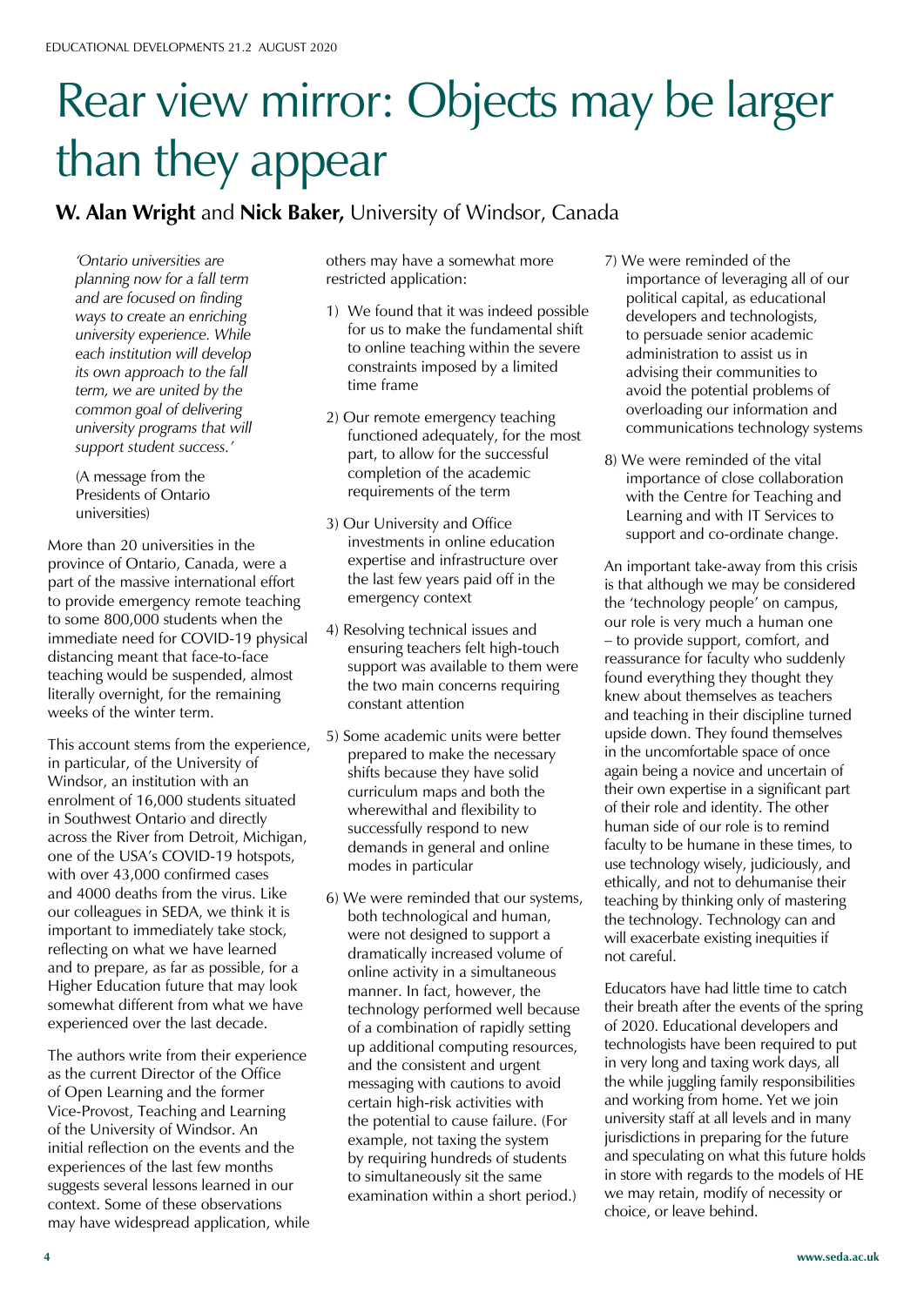# Rear view mirror: Objects may be larger than they appear

**W. Alan Wright** and **Nick Baker,** University of Windsor, Canada

> *'Ontario universities are planning now for a fall term and are focused on finding ways to create an enriching university experience. While each institution will develop its own approach to the fall term, we are united by the common goal of delivering university programs that will support student success.'*
>
> (A message from the Presidents of Ontario universities)

More than 20 universities in the province of Ontario, Canada, were a part of the massive international effort to provide emergency remote teaching to some 800,000 students when the immediate need for COVID-19 physical distancing meant that face-to-face teaching would be suspended, almost literally overnight, for the remaining weeks of the winter term.

This account stems from the experience, in particular, of the University of Windsor, an institution with an enrolment of 16,000 students situated in Southwest Ontario and directly across the River from Detroit, Michigan, one of the USA's COVID-19 hotspots, with over 43,000 confirmed cases and 4000 deaths from the virus. Like our colleagues in SEDA, we think it is important to immediately take stock, reflecting on what we have learned and to prepare, as far as possible, for a Higher Education future that may look somewhat different from what we have experienced over the last decade.

The authors write from their experience as the current Director of the Office of Open Learning and the former Vice-Provost, Teaching and Learning of the University of Windsor. An initial reflection on the events and the experiences of the last few months suggests several lessons learned in our context. Some of these observations may have widespread application, while others may have a somewhat more restricted application:

1) We found that it was indeed possible for us to make the fundamental shift to online teaching within the severe constraints imposed by a limited time frame
2) Our remote emergency teaching functioned adequately, for the most part, to allow for the successful completion of the academic requirements of the term
3) Our University and Office investments in online education expertise and infrastructure over the last few years paid off in the emergency context
4) Resolving technical issues and ensuring teachers felt high-touch support was available to them were the two main concerns requiring constant attention
5) Some academic units were better prepared to make the necessary shifts because they have solid curriculum maps and both the wherewithal and flexibility to successfully respond to new demands in general and online modes in particular
6) We were reminded that our systems, both technological and human, were not designed to support a dramatically increased volume of online activity in a simultaneous manner. In fact, however, the technology performed well because of a combination of rapidly setting up additional computing resources, and the consistent and urgent messaging with cautions to avoid certain high-risk activities with the potential to cause failure. (For example, not taxing the system by requiring hundreds of students to simultaneously sit the same examination within a short period.)
7) We were reminded of the importance of leveraging all of our political capital, as educational developers and technologists, to persuade senior academic administration to assist us in advising their communities to avoid the potential problems of overloading our information and communications technology systems
8) We were reminded of the vital importance of close collaboration with the Centre for Teaching and Learning and with IT Services to support and co-ordinate change.

An important take-away from this crisis is that although we may be considered the 'technology people' on campus, our role is very much a human one – to provide support, comfort, and reassurance for faculty who suddenly found everything they thought they knew about themselves as teachers and teaching in their discipline turned upside down. They found themselves in the uncomfortable space of once again being a novice and uncertain of their own expertise in a significant part of their role and identity. The other human side of our role is to remind faculty to be humane in these times, to use technology wisely, judiciously, and ethically, and not to dehumanise their teaching by thinking only of mastering the technology. Technology can and will exacerbate existing inequities if not careful.

Educators have had little time to catch their breath after the events of the spring of 2020. Educational developers and technologists have been required to put in very long and taxing work days, all the while juggling family responsibilities and working from home. Yet we join university staff at all levels and in many jurisdictions in preparing for the future and speculating on what this future holds in store with regards to the models of HE we may retain, modify of necessity or choice, or leave behind.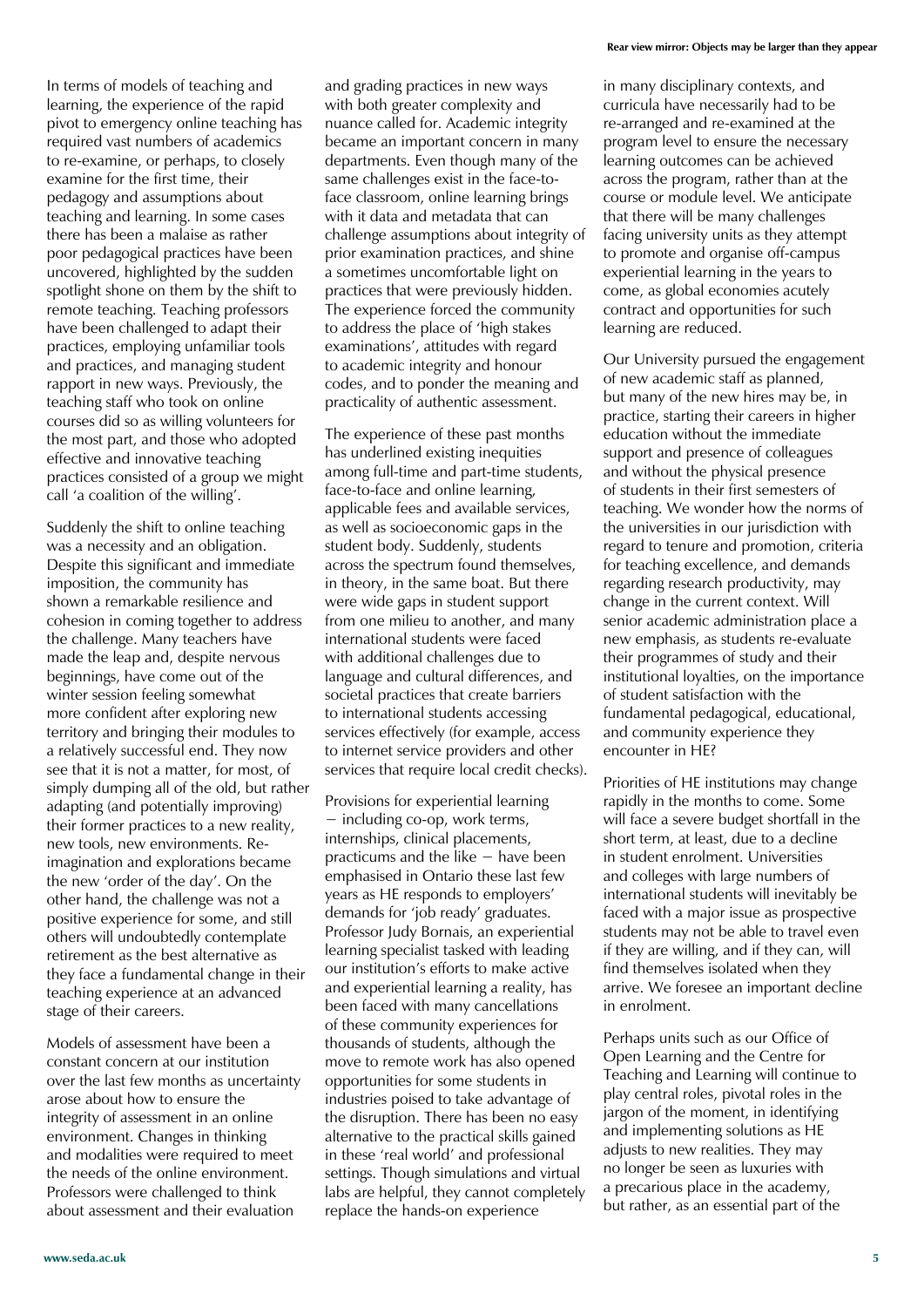In terms of models of teaching and learning, the experience of the rapid pivot to emergency online teaching has required vast numbers of academics to re-examine, or perhaps, to closely examine for the first time, their pedagogy and assumptions about teaching and learning. In some cases there has been a malaise as rather poor pedagogical practices have been uncovered, highlighted by the sudden spotlight shone on them by the shift to remote teaching. Teaching professors have been challenged to adapt their practices, employing unfamiliar tools and practices, and managing student rapport in new ways. Previously, the teaching staff who took on online courses did so as willing volunteers for the most part, and those who adopted effective and innovative teaching practices consisted of a group we might call 'a coalition of the willing'.

Suddenly the shift to online teaching was a necessity and an obligation. Despite this significant and immediate imposition, the community has shown a remarkable resilience and cohesion in coming together to address the challenge. Many teachers have made the leap and, despite nervous beginnings, have come out of the winter session feeling somewhat more confident after exploring new territory and bringing their modules to a relatively successful end. They now see that it is not a matter, for most, of simply dumping all of the old, but rather adapting (and potentially improving) their former practices to a new reality, new tools, new environments. Re-imagination and explorations became the new 'order of the day'. On the other hand, the challenge was not a positive experience for some, and still others will undoubtedly contemplate retirement as the best alternative as they face a fundamental change in their teaching experience at an advanced stage of their careers.

Models of assessment have been a constant concern at our institution over the last few months as uncertainty arose about how to ensure the integrity of assessment in an online environment. Changes in thinking and modalities were required to meet the needs of the online environment. Professors were challenged to think about assessment and their evaluation and grading practices in new ways with both greater complexity and nuance called for. Academic integrity became an important concern in many departments. Even though many of the same challenges exist in the face-to-face classroom, online learning brings with it data and metadata that can challenge assumptions about integrity of prior examination practices, and shine a sometimes uncomfortable light on practices that were previously hidden. The experience forced the community to address the place of 'high stakes examinations', attitudes with regard to academic integrity and honour codes, and to ponder the meaning and practicality of authentic assessment.

The experience of these past months has underlined existing inequities among full-time and part-time students, face-to-face and online learning, applicable fees and available services, as well as socioeconomic gaps in the student body. Suddenly, students across the spectrum found themselves, in theory, in the same boat. But there were wide gaps in student support from one milieu to another, and many international students were faced with additional challenges due to language and cultural differences, and societal practices that create barriers to international students accessing services effectively (for example, access to internet service providers and other services that require local credit checks).

Provisions for experiential learning – including co-op, work terms, internships, clinical placements, practicums and the like – have been emphasised in Ontario these last few years as HE responds to employers' demands for 'job ready' graduates. Professor Judy Bornais, an experiential learning specialist tasked with leading our institution's efforts to make active and experiential learning a reality, has been faced with many cancellations of these community experiences for thousands of students, although the move to remote work has also opened opportunities for some students in industries poised to take advantage of the disruption. There has been no easy alternative to the practical skills gained in these 'real world' and professional settings. Though simulations and virtual labs are helpful, they cannot completely replace the hands-on experience in many disciplinary contexts, and curricula have necessarily had to be re-arranged and re-examined at the program level to ensure the necessary learning outcomes can be achieved across the program, rather than at the course or module level. We anticipate that there will be many challenges facing university units as they attempt to promote and organise off-campus experiential learning in the years to come, as global economies acutely contract and opportunities for such learning are reduced.

Our University pursued the engagement of new academic staff as planned, but many of the new hires may be, in practice, starting their careers in higher education without the immediate support and presence of colleagues and without the physical presence of students in their first semesters of teaching. We wonder how the norms of the universities in our jurisdiction with regard to tenure and promotion, criteria for teaching excellence, and demands regarding research productivity, may change in the current context. Will senior academic administration place a new emphasis, as students re-evaluate their programmes of study and their institutional loyalties, on the importance of student satisfaction with the fundamental pedagogical, educational, and community experience they encounter in HE?

Priorities of HE institutions may change rapidly in the months to come. Some will face a severe budget shortfall in the short term, at least, due to a decline in student enrolment. Universities and colleges with large numbers of international students will inevitably be faced with a major issue as prospective students may not be able to travel even if they are willing, and if they can, will find themselves isolated when they arrive. We foresee an important decline in enrolment.

Perhaps units such as our Office of Open Learning and the Centre for Teaching and Learning will continue to play central roles, pivotal roles in the jargon of the moment, in identifying and implementing solutions as HE adjusts to new realities. They may no longer be seen as luxuries with a precarious place in the academy, but rather, as an essential part of the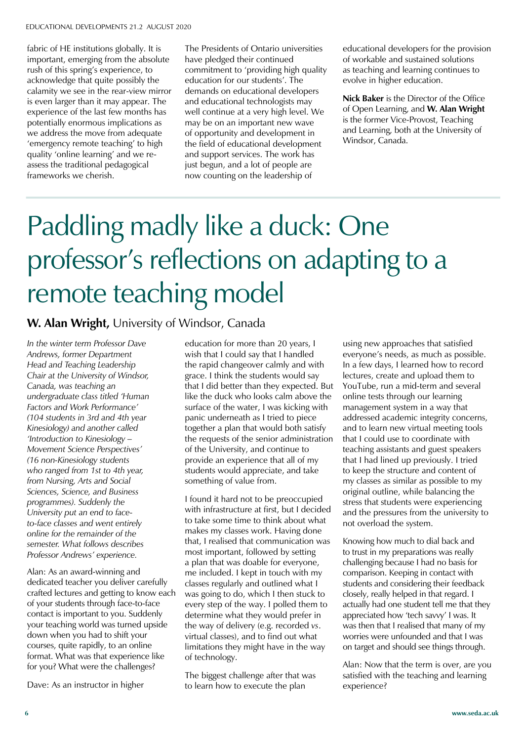fabric of HE institutions globally. It is important, emerging from the absolute rush of this spring's experience, to acknowledge that quite possibly the calamity we see in the rear-view mirror is even larger than it may appear. The experience of the last few months has potentially enormous implications as we address the move from adequate 'emergency remote teaching' to high quality 'online learning' and we re-assess the traditional pedagogical frameworks we cherish.

The Presidents of Ontario universities have pledged their continued commitment to 'providing high quality education for our students'. The demands on educational developers and educational technologists may well continue at a very high level. We may be on an important new wave of opportunity and development in the field of educational development and support services. The work has just begun, and a lot of people are now counting on the leadership of educational developers for the provision of workable and sustained solutions as teaching and learning continues to evolve in higher education.

**Nick Baker** is the Director of the Office of Open Learning, and **W. Alan Wright** is the former Vice-Provost, Teaching and Learning, both at the University of Windsor, Canada.

# Paddling madly like a duck: One professor's reflections on adapting to a remote teaching model

**W. Alan Wright,** University of Windsor, Canada

*In the winter term Professor Dave Andrews, former Department Head and Teaching Leadership Chair at the University of Windsor, Canada, was teaching an undergraduate class titled 'Human Factors and Work Performance' (104 students in 3rd and 4th year Kinesiology) and another called 'Introduction to Kinesiology – Movement Science Perspectives' (16 non-Kinesiology students who ranged from 1st to 4th year, from Nursing, Arts and Social Sciences, Science, and Business programmes). Suddenly the University put an end to face-to-face classes and went entirely online for the remainder of the semester. What follows describes Professor Andrews' experience.*

Alan: As an award-winning and dedicated teacher you deliver carefully crafted lectures and getting to know each of your students through face-to-face contact is important to you. Suddenly your teaching world was turned upside down when you had to shift your courses, quite rapidly, to an online format. What was that experience like for you? What were the challenges?

Dave: As an instructor in higher education for more than 20 years, I wish that I could say that I handled the rapid changeover calmly and with grace. I think the students would say that I did better than they expected. But like the duck who looks calm above the surface of the water, I was kicking with panic underneath as I tried to piece together a plan that would both satisfy the requests of the senior administration of the University, and continue to provide an experience that all of my students would appreciate, and take something of value from.

I found it hard not to be preoccupied with infrastructure at first, but I decided to take some time to think about what makes my classes work. Having done that, I realised that communication was most important, followed by setting a plan that was doable for everyone, me included. I kept in touch with my classes regularly and outlined what I was going to do, which I then stuck to every step of the way. I polled them to determine what they would prefer in the way of delivery (e.g. recorded *vs*. virtual classes), and to find out what limitations they might have in the way of technology.

The biggest challenge after that was to learn how to execute the plan using new approaches that satisfied everyone's needs, as much as possible. In a few days, I learned how to record lectures, create and upload them to YouTube, run a mid-term and several online tests through our learning management system in a way that addressed academic integrity concerns, and to learn new virtual meeting tools that I could use to coordinate with teaching assistants and guest speakers that I had lined up previously. I tried to keep the structure and content of my classes as similar as possible to my original outline, while balancing the stress that students were experiencing and the pressures from the university to not overload the system.

Knowing how much to dial back and to trust in my preparations was really challenging because I had no basis for comparison. Keeping in contact with students and considering their feedback closely, really helped in that regard. I actually had one student tell me that they appreciated how 'tech savvy' I was. It was then that I realised that many of my worries were unfounded and that I was on target and should see things through.

Alan: Now that the term is over, are you satisfied with the teaching and learning experience?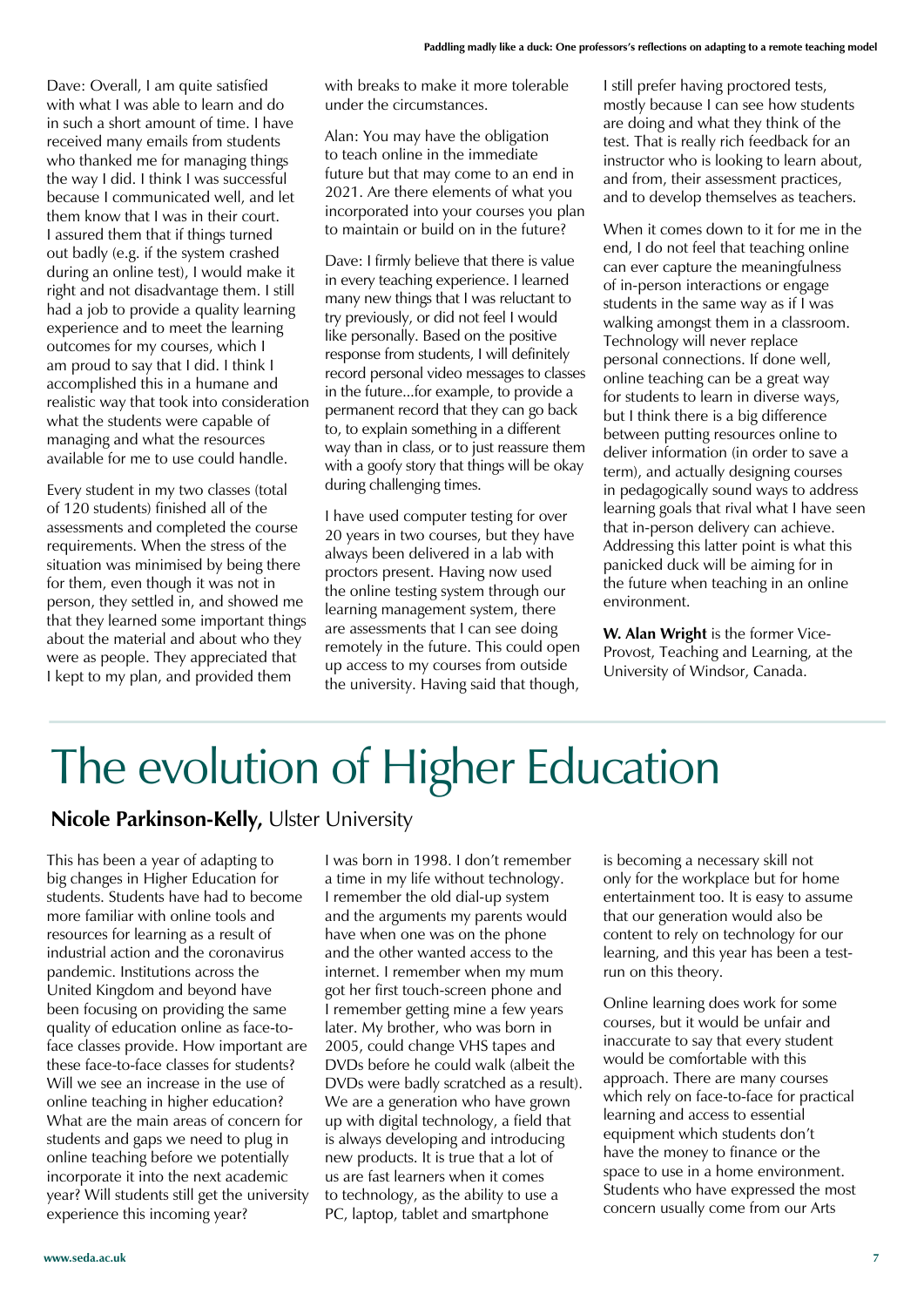Dave: Overall, I am quite satisfied with what I was able to learn and do in such a short amount of time. I have received many emails from students who thanked me for managing things the way I did. I think I was successful because I communicated well, and let them know that I was in their court. I assured them that if things turned out badly (e.g. if the system crashed during an online test), I would make it right and not disadvantage them. I still had a job to provide a quality learning experience and to meet the learning outcomes for my courses, which I am proud to say that I did. I think I accomplished this in a humane and realistic way that took into consideration what the students were capable of managing and what the resources available for me to use could handle.

Every student in my two classes (total of 120 students) finished all of the assessments and completed the course requirements. When the stress of the situation was minimised by being there for them, even though it was not in person, they settled in, and showed me that they learned some important things about the material and about who they were as people. They appreciated that I kept to my plan, and provided them with breaks to make it more tolerable under the circumstances.

Alan: You may have the obligation to teach online in the immediate future but that may come to an end in 2021. Are there elements of what you incorporated into your courses you plan to maintain or build on in the future?

Dave: I firmly believe that there is value in every teaching experience. I learned many new things that I was reluctant to try previously, or did not feel I would like personally. Based on the positive response from students, I will definitely record personal video messages to classes in the future...for example, to provide a permanent record that they can go back to, to explain something in a different way than in class, or to just reassure them with a goofy story that things will be okay during challenging times.

I have used computer testing for over 20 years in two courses, but they have always been delivered in a lab with proctors present. Having now used the online testing system through our learning management system, there are assessments that I can see doing remotely in the future. This could open up access to my courses from outside the university. Having said that though, I still prefer having proctored tests, mostly because I can see how students are doing and what they think of the test. That is really rich feedback for an instructor who is looking to learn about, and from, their assessment practices, and to develop themselves as teachers.

When it comes down to it for me in the end, I do not feel that teaching online can ever capture the meaningfulness of in-person interactions or engage students in the same way as if I was walking amongst them in a classroom. Technology will never replace personal connections. If done well, online teaching can be a great way for students to learn in diverse ways, but I think there is a big difference between putting resources online to deliver information (in order to save a term), and actually designing courses in pedagogically sound ways to address learning goals that rival what I have seen that in-person delivery can achieve. Addressing this latter point is what this panicked duck will be aiming for in the future when teaching in an online environment.

**W. Alan Wright** is the former Vice-Provost, Teaching and Learning, at the University of Windsor, Canada.

# The evolution of Higher Education

**Nicole Parkinson-Kelly,** Ulster University

This has been a year of adapting to big changes in Higher Education for students. Students have had to become more familiar with online tools and resources for learning as a result of industrial action and the coronavirus pandemic. Institutions across the United Kingdom and beyond have been focusing on providing the same quality of education online as face-to-face classes provide. How important are these face-to-face classes for students? Will we see an increase in the use of online teaching in higher education? What are the main areas of concern for students and gaps we need to plug in online teaching before we potentially incorporate it into the next academic year? Will students still get the university experience this incoming year?

I was born in 1998. I don't remember a time in my life without technology. I remember the old dial-up system and the arguments my parents would have when one was on the phone and the other wanted access to the internet. I remember when my mum got her first touch-screen phone and I remember getting mine a few years later. My brother, who was born in 2005, could change VHS tapes and DVDs before he could walk (albeit the DVDs were badly scratched as a result). We are a generation who have grown up with digital technology, a field that is always developing and introducing new products. It is true that a lot of us are fast learners when it comes to technology, as the ability to use a PC, laptop, tablet and smartphone is becoming a necessary skill not only for the workplace but for home entertainment too. It is easy to assume that our generation would also be content to rely on technology for our learning, and this year has been a test-run on this theory.

Online learning does work for some courses, but it would be unfair and inaccurate to say that every student would be comfortable with this approach. There are many courses which rely on face-to-face for practical learning and access to essential equipment which students don't have the money to finance or the space to use in a home environment. Students who have expressed the most concern usually come from our Arts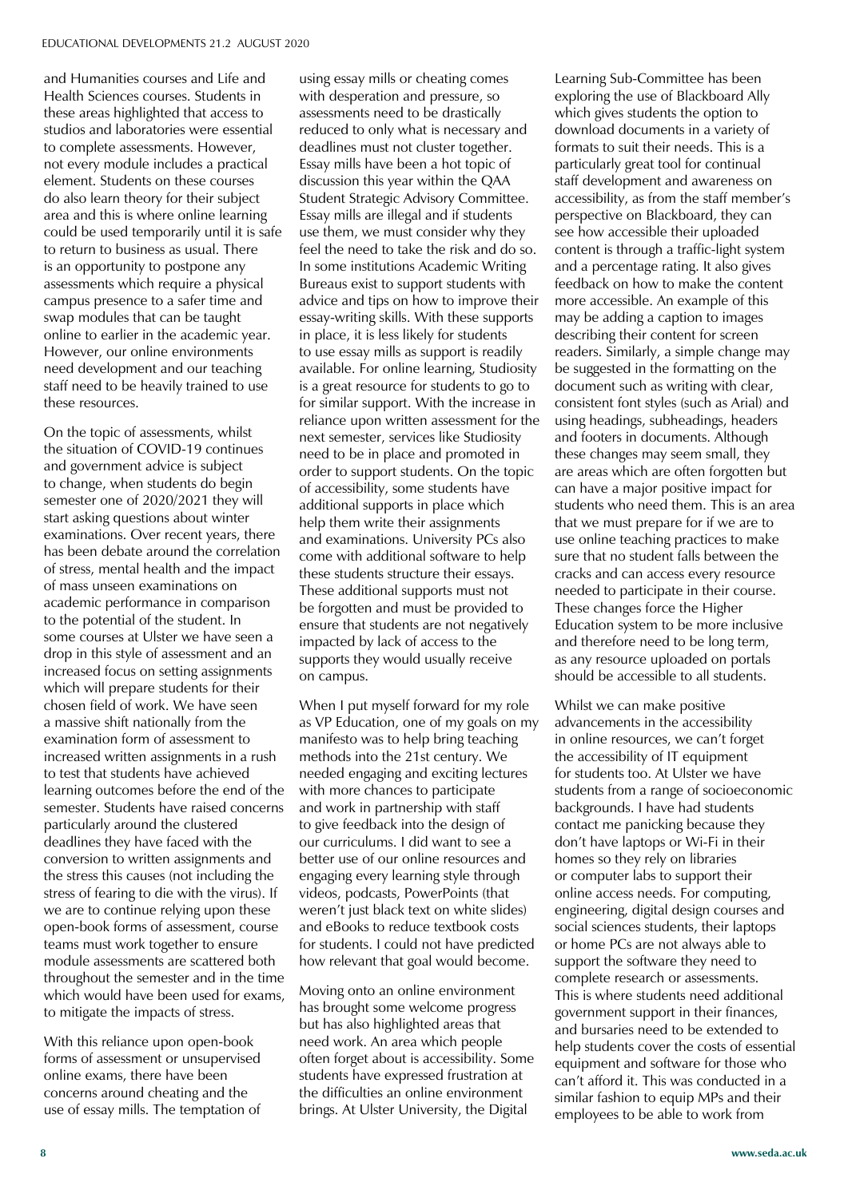and Humanities courses and Life and Health Sciences courses. Students in these areas highlighted that access to studios and laboratories were essential to complete assessments. However, not every module includes a practical element. Students on these courses do also learn theory for their subject area and this is where online learning could be used temporarily until it is safe to return to business as usual. There is an opportunity to postpone any assessments which require a physical campus presence to a safer time and swap modules that can be taught online to earlier in the academic year. However, our online environments need development and our teaching staff need to be heavily trained to use these resources.

On the topic of assessments, whilst the situation of COVID-19 continues and government advice is subject to change, when students do begin semester one of 2020/2021 they will start asking questions about winter examinations. Over recent years, there has been debate around the correlation of stress, mental health and the impact of mass unseen examinations on academic performance in comparison to the potential of the student. In some courses at Ulster we have seen a drop in this style of assessment and an increased focus on setting assignments which will prepare students for their chosen field of work. We have seen a massive shift nationally from the examination form of assessment to increased written assignments in a rush to test that students have achieved learning outcomes before the end of the semester. Students have raised concerns particularly around the clustered deadlines they have faced with the conversion to written assignments and the stress this causes (not including the stress of fearing to die with the virus). If we are to continue relying upon these open-book forms of assessment, course teams must work together to ensure module assessments are scattered both throughout the semester and in the time which would have been used for exams, to mitigate the impacts of stress.

With this reliance upon open-book forms of assessment or unsupervised online exams, there have been concerns around cheating and the use of essay mills. The temptation of using essay mills or cheating comes with desperation and pressure, so assessments need to be drastically reduced to only what is necessary and deadlines must not cluster together. Essay mills have been a hot topic of discussion this year within the QAA Student Strategic Advisory Committee. Essay mills are illegal and if students use them, we must consider why they feel the need to take the risk and do so. In some institutions Academic Writing Bureaus exist to support students with advice and tips on how to improve their essay-writing skills. With these supports in place, it is less likely for students to use essay mills as support is readily available. For online learning, Studiosity is a great resource for students to go to for similar support. With the increase in reliance upon written assessment for the next semester, services like Studiosity need to be in place and promoted in order to support students. On the topic of accessibility, some students have additional supports in place which help them write their assignments and examinations. University PCs also come with additional software to help these students structure their essays. These additional supports must not be forgotten and must be provided to ensure that students are not negatively impacted by lack of access to the supports they would usually receive on campus.

When I put myself forward for my role as VP Education, one of my goals on my manifesto was to help bring teaching methods into the 21st century. We needed engaging and exciting lectures with more chances to participate and work in partnership with staff to give feedback into the design of our curriculums. I did want to see a better use of our online resources and engaging every learning style through videos, podcasts, PowerPoints (that weren't just black text on white slides) and eBooks to reduce textbook costs for students. I could not have predicted how relevant that goal would become.

Moving onto an online environment has brought some welcome progress but has also highlighted areas that need work. An area which people often forget about is accessibility. Some students have expressed frustration at the difficulties an online environment brings. At Ulster University, the Digital Learning Sub-Committee has been exploring the use of Blackboard Ally which gives students the option to download documents in a variety of formats to suit their needs. This is a particularly great tool for continual staff development and awareness on accessibility, as from the staff member's perspective on Blackboard, they can see how accessible their uploaded content is through a traffic-light system and a percentage rating. It also gives feedback on how to make the content more accessible. An example of this may be adding a caption to images describing their content for screen readers. Similarly, a simple change may be suggested in the formatting on the document such as writing with clear, consistent font styles (such as Arial) and using headings, subheadings, headers and footers in documents. Although these changes may seem small, they are areas which are often forgotten but can have a major positive impact for students who need them. This is an area that we must prepare for if we are to use online teaching practices to make sure that no student falls between the cracks and can access every resource needed to participate in their course. These changes force the Higher Education system to be more inclusive and therefore need to be long term, as any resource uploaded on portals should be accessible to all students.

Whilst we can make positive advancements in the accessibility in online resources, we can't forget the accessibility of IT equipment for students too. At Ulster we have students from a range of socioeconomic backgrounds. I have had students contact me panicking because they don't have laptops or Wi-Fi in their homes so they rely on libraries or computer labs to support their online access needs. For computing, engineering, digital design courses and social sciences students, their laptops or home PCs are not always able to support the software they need to complete research or assessments. This is where students need additional government support in their finances, and bursaries need to be extended to help students cover the costs of essential equipment and software for those who can't afford it. This was conducted in a similar fashion to equip MPs and their employees to be able to work from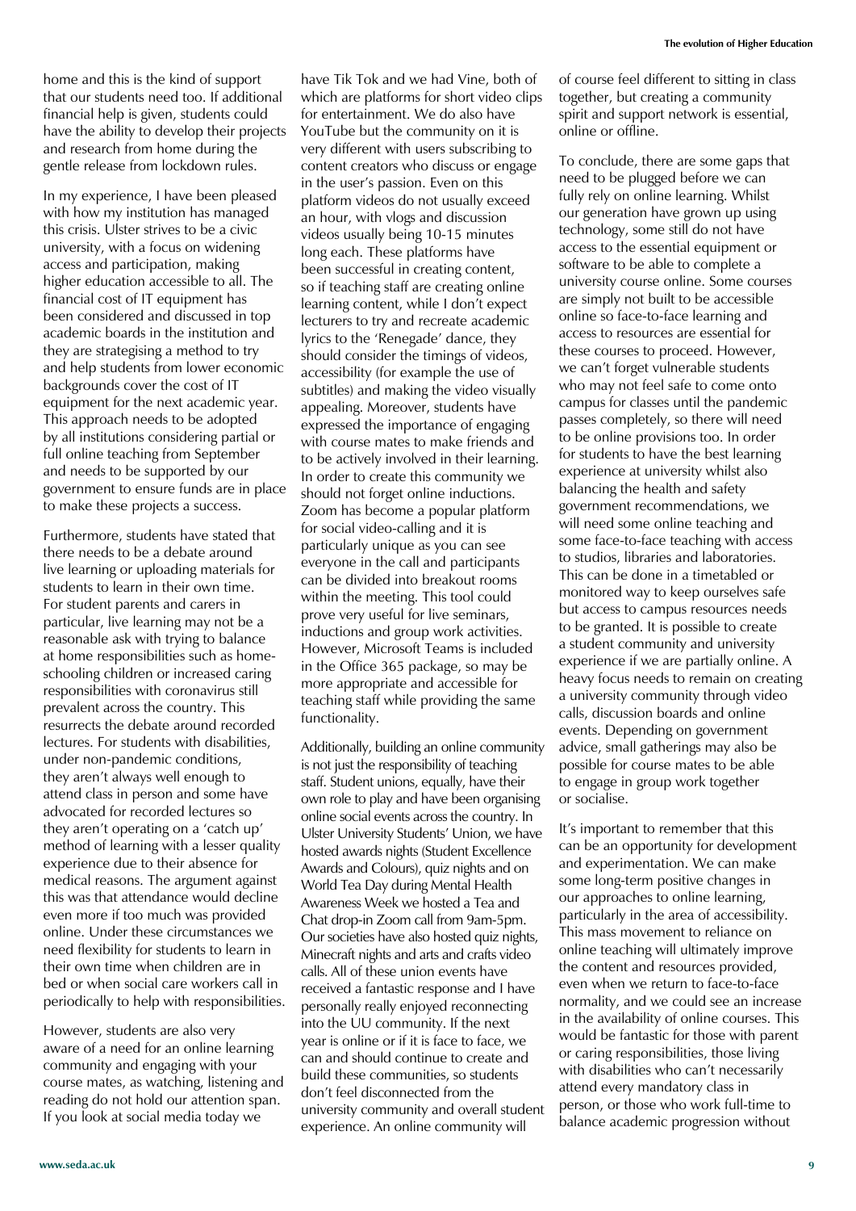home and this is the kind of support that our students need too. If additional financial help is given, students could have the ability to develop their projects and research from home during the gentle release from lockdown rules.

In my experience, I have been pleased with how my institution has managed this crisis. Ulster strives to be a civic university, with a focus on widening access and participation, making higher education accessible to all. The financial cost of IT equipment has been considered and discussed in top academic boards in the institution and they are strategising a method to try and help students from lower economic backgrounds cover the cost of IT equipment for the next academic year. This approach needs to be adopted by all institutions considering partial or full online teaching from September and needs to be supported by our government to ensure funds are in place to make these projects a success.

Furthermore, students have stated that there needs to be a debate around live learning or uploading materials for students to learn in their own time. For student parents and carers in particular, live learning may not be a reasonable ask with trying to balance at home responsibilities such as home-schooling children or increased caring responsibilities with coronavirus still prevalent across the country. This resurrects the debate around recorded lectures. For students with disabilities, under non-pandemic conditions, they aren't always well enough to attend class in person and some have advocated for recorded lectures so they aren't operating on a 'catch up' method of learning with a lesser quality experience due to their absence for medical reasons. The argument against this was that attendance would decline even more if too much was provided online. Under these circumstances we need flexibility for students to learn in their own time when children are in bed or when social care workers call in periodically to help with responsibilities.

However, students are also very aware of a need for an online learning community and engaging with your course mates, as watching, listening and reading do not hold our attention span. If you look at social media today we have Tik Tok and we had Vine, both of which are platforms for short video clips for entertainment. We do also have YouTube but the community on it is very different with users subscribing to content creators who discuss or engage in the user's passion. Even on this platform videos do not usually exceed an hour, with vlogs and discussion videos usually being 10-15 minutes long each. These platforms have been successful in creating content, so if teaching staff are creating online learning content, while I don't expect lecturers to try and recreate academic lyrics to the 'Renegade' dance, they should consider the timings of videos, accessibility (for example the use of subtitles) and making the video visually appealing. Moreover, students have expressed the importance of engaging with course mates to make friends and to be actively involved in their learning. In order to create this community we should not forget online inductions. Zoom has become a popular platform for social video-calling and it is particularly unique as you can see everyone in the call and participants can be divided into breakout rooms within the meeting. This tool could prove very useful for live seminars, inductions and group work activities. However, Microsoft Teams is included in the Office 365 package, so may be more appropriate and accessible for teaching staff while providing the same functionality.

Additionally, building an online community is not just the responsibility of teaching staff. Student unions, equally, have their own role to play and have been organising online social events across the country. In Ulster University Students' Union, we have hosted awards nights (Student Excellence Awards and Colours), quiz nights and on World Tea Day during Mental Health Awareness Week we hosted a Tea and Chat drop-in Zoom call from 9am-5pm. Our societies have also hosted quiz nights, Minecraft nights and arts and crafts video calls. All of these union events have received a fantastic response and I have personally really enjoyed reconnecting into the UU community. If the next year is online or if it is face to face, we can and should continue to create and build these communities, so students don't feel disconnected from the university community and overall student experience. An online community will of course feel different to sitting in class together, but creating a community spirit and support network is essential, online or offline.

To conclude, there are some gaps that need to be plugged before we can fully rely on online learning. Whilst our generation have grown up using technology, some still do not have access to the essential equipment or software to be able to complete a university course online. Some courses are simply not built to be accessible online so face-to-face learning and access to resources are essential for these courses to proceed. However, we can't forget vulnerable students who may not feel safe to come onto campus for classes until the pandemic passes completely, so there will need to be online provisions too. In order for students to have the best learning experience at university whilst also balancing the health and safety government recommendations, we will need some online teaching and some face-to-face teaching with access to studios, libraries and laboratories. This can be done in a timetabled or monitored way to keep ourselves safe but access to campus resources needs to be granted. It is possible to create a student community and university experience if we are partially online. A heavy focus needs to remain on creating a university community through video calls, discussion boards and online events. Depending on government advice, small gatherings may also be possible for course mates to be able to engage in group work together or socialise.

It's important to remember that this can be an opportunity for development and experimentation. We can make some long-term positive changes in our approaches to online learning, particularly in the area of accessibility. This mass movement to reliance on online teaching will ultimately improve the content and resources provided, even when we return to face-to-face normality, and we could see an increase in the availability of online courses. This would be fantastic for those with parent or caring responsibilities, those living with disabilities who can't necessarily attend every mandatory class in person, or those who work full-time to balance academic progression without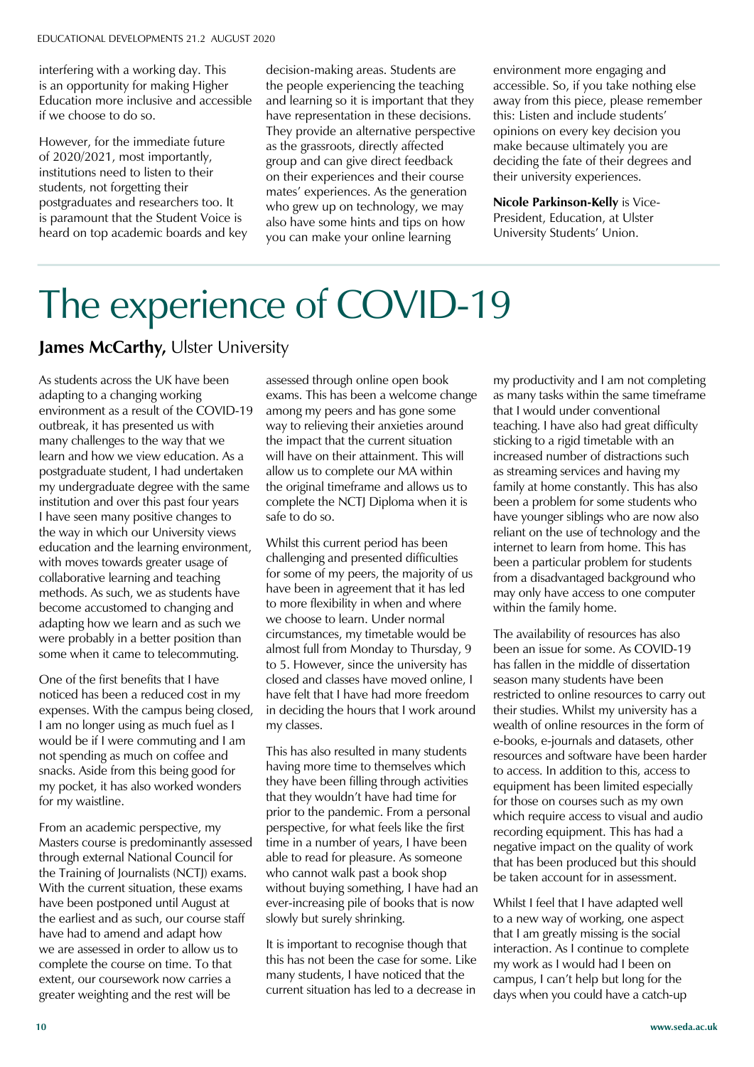interfering with a working day. This is an opportunity for making Higher Education more inclusive and accessible if we choose to do so.

However, for the immediate future of 2020/2021, most importantly, institutions need to listen to their students, not forgetting their postgraduates and researchers too. It is paramount that the Student Voice is heard on top academic boards and key decision-making areas. Students are the people experiencing the teaching and learning so it is important that they have representation in these decisions. They provide an alternative perspective as the grassroots, directly affected group and can give direct feedback on their experiences and their course mates' experiences. As the generation who grew up on technology, we may also have some hints and tips on how you can make your online learning environment more engaging and accessible. So, if you take nothing else away from this piece, please remember this: Listen and include students' opinions on every key decision you make because ultimately you are deciding the fate of their degrees and their university experiences.

**Nicole Parkinson-Kelly** is Vice-President, Education, at Ulster University Students' Union.

# The experience of COVID-19

**James McCarthy,** Ulster University

As students across the UK have been adapting to a changing working environment as a result of the COVID-19 outbreak, it has presented us with many challenges to the way that we learn and how we view education. As a postgraduate student, I had undertaken my undergraduate degree with the same institution and over this past four years I have seen many positive changes to the way in which our University views education and the learning environment, with moves towards greater usage of collaborative learning and teaching methods. As such, we as students have become accustomed to changing and adapting how we learn and as such we were probably in a better position than some when it came to telecommuting.

One of the first benefits that I have noticed has been a reduced cost in my expenses. With the campus being closed, I am no longer using as much fuel as I would be if I were commuting and I am not spending as much on coffee and snacks. Aside from this being good for my pocket, it has also worked wonders for my waistline.

From an academic perspective, my Masters course is predominantly assessed through external National Council for the Training of Journalists (NCTJ) exams. With the current situation, these exams have been postponed until August at the earliest and as such, our course staff have had to amend and adapt how we are assessed in order to allow us to complete the course on time. To that extent, our coursework now carries a greater weighting and the rest will be assessed through online open book exams. This has been a welcome change among my peers and has gone some way to relieving their anxieties around the impact that the current situation will have on their attainment. This will allow us to complete our MA within the original timeframe and allows us to complete the NCTJ Diploma when it is safe to do so.

Whilst this current period has been challenging and presented difficulties for some of my peers, the majority of us have been in agreement that it has led to more flexibility in when and where we choose to learn. Under normal circumstances, my timetable would be almost full from Monday to Thursday, 9 to 5. However, since the university has closed and classes have moved online, I have felt that I have had more freedom in deciding the hours that I work around my classes.

This has also resulted in many students having more time to themselves which they have been filling through activities that they wouldn't have had time for prior to the pandemic. From a personal perspective, for what feels like the first time in a number of years, I have been able to read for pleasure. As someone who cannot walk past a book shop without buying something, I have had an ever-increasing pile of books that is now slowly but surely shrinking.

It is important to recognise though that this has not been the case for some. Like many students, I have noticed that the current situation has led to a decrease in my productivity and I am not completing as many tasks within the same timeframe that I would under conventional teaching. I have also had great difficulty sticking to a rigid timetable with an increased number of distractions such as streaming services and having my family at home constantly. This has also been a problem for some students who have younger siblings who are now also reliant on the use of technology and the internet to learn from home. This has been a particular problem for students from a disadvantaged background who may only have access to one computer within the family home.

The availability of resources has also been an issue for some. As COVID-19 has fallen in the middle of dissertation season many students have been restricted to online resources to carry out their studies. Whilst my university has a wealth of online resources in the form of e-books, e-journals and datasets, other resources and software have been harder to access. In addition to this, access to equipment has been limited especially for those on courses such as my own which require access to visual and audio recording equipment. This has had a negative impact on the quality of work that has been produced but this should be taken account for in assessment.

Whilst I feel that I have adapted well to a new way of working, one aspect that I am greatly missing is the social interaction. As I continue to complete my work as I would had I been on campus, I can't help but long for the days when you could have a catch-up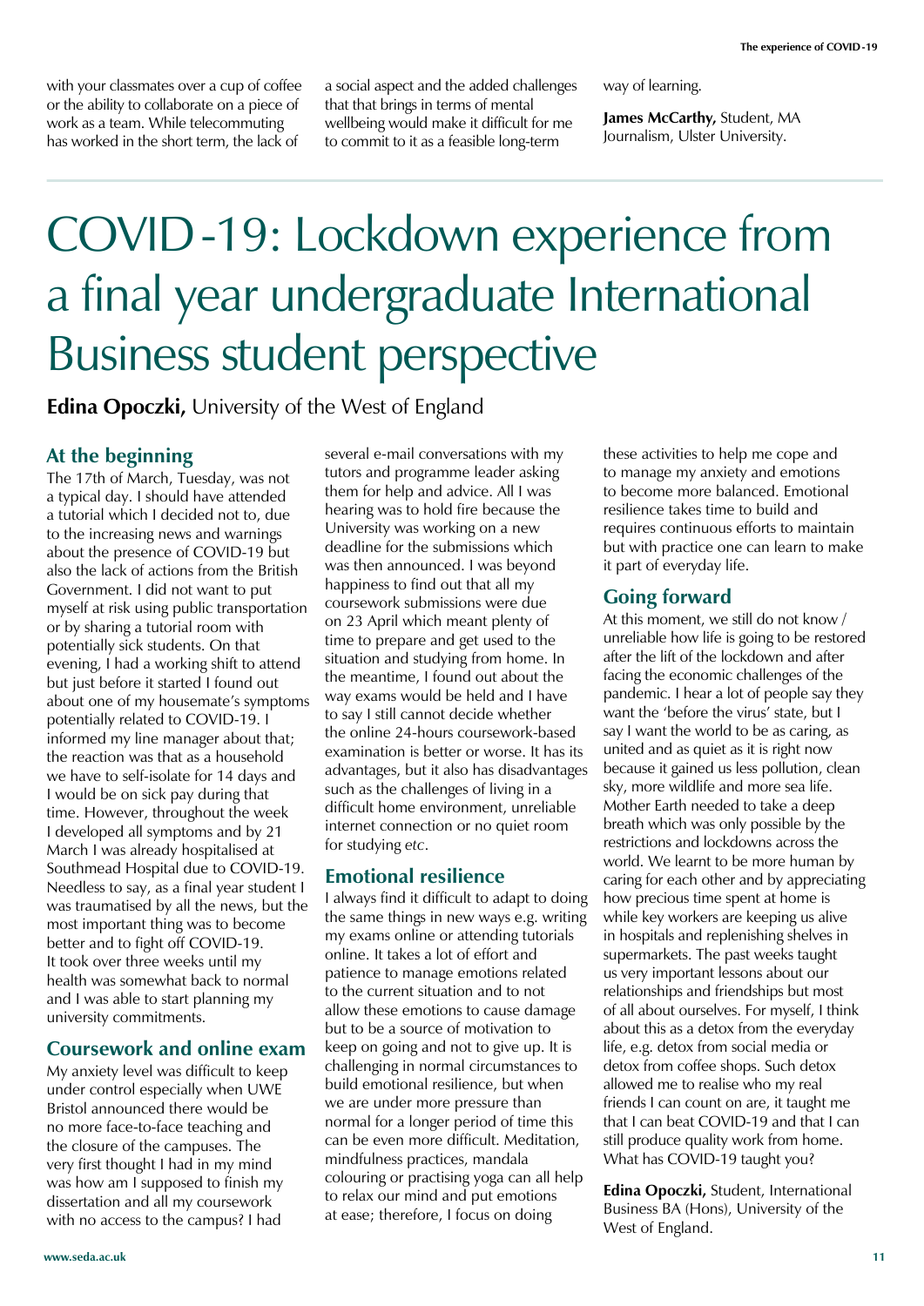with your classmates over a cup of coffee or the ability to collaborate on a piece of work as a team. While telecommuting has worked in the short term, the lack of a social aspect and the added challenges that that brings in terms of mental wellbeing would make it difficult for me to commit to it as a feasible long-term way of learning.

**James McCarthy,** Student, MA Journalism, Ulster University.

# COVID-19: Lockdown experience from a final year undergraduate International Business student perspective

**Edina Opoczki,** University of the West of England

## At the beginning

The 17th of March, Tuesday, was not a typical day. I should have attended a tutorial which I decided not to, due to the increasing news and warnings about the presence of COVID-19 but also the lack of actions from the British Government. I did not want to put myself at risk using public transportation or by sharing a tutorial room with potentially sick students. On that evening, I had a working shift to attend but just before it started I found out about one of my housemate's symptoms potentially related to COVID-19. I informed my line manager about that; the reaction was that as a household we have to self-isolate for 14 days and I would be on sick pay during that time. However, throughout the week I developed all symptoms and by 21 March I was already hospitalised at Southmead Hospital due to COVID-19. Needless to say, as a final year student I was traumatised by all the news, but the most important thing was to become better and to fight off COVID-19. It took over three weeks until my health was somewhat back to normal and I was able to start planning my university commitments.

## Coursework and online exam

My anxiety level was difficult to keep under control especially when UWE Bristol announced there would be no more face-to-face teaching and the closure of the campuses. The very first thought I had in my mind was how am I supposed to finish my dissertation and all my coursework with no access to the campus? I had several e-mail conversations with my tutors and programme leader asking them for help and advice. All I was hearing was to hold fire because the University was working on a new deadline for the submissions which was then announced. I was beyond happiness to find out that all my coursework submissions were due on 23 April which meant plenty of time to prepare and get used to the situation and studying from home. In the meantime, I found out about the way exams would be held and I have to say I still cannot decide whether the online 24-hours coursework-based examination is better or worse. It has its advantages, but it also has disadvantages such as the challenges of living in a difficult home environment, unreliable internet connection or no quiet room for studying *etc*.

## Emotional resilience

I always find it difficult to adapt to doing the same things in new ways e.g. writing my exams online or attending tutorials online. It takes a lot of effort and patience to manage emotions related to the current situation and to not allow these emotions to cause damage but to be a source of motivation to keep on going and not to give up. It is challenging in normal circumstances to build emotional resilience, but when we are under more pressure than normal for a longer period of time this can be even more difficult. Meditation, mindfulness practices, mandala colouring or practising yoga can all help to relax our mind and put emotions at ease; therefore, I focus on doing these activities to help me cope and to manage my anxiety and emotions to become more balanced. Emotional resilience takes time to build and requires continuous efforts to maintain but with practice one can learn to make it part of everyday life.

## Going forward

At this moment, we still do not know / unreliable how life is going to be restored after the lift of the lockdown and after facing the economic challenges of the pandemic. I hear a lot of people say they want the 'before the virus' state, but I say I want the world to be as caring, as united and as quiet as it is right now because it gained us less pollution, clean sky, more wildlife and more sea life. Mother Earth needed to take a deep breath which was only possible by the restrictions and lockdowns across the world. We learnt to be more human by caring for each other and by appreciating how precious time spent at home is while key workers are keeping us alive in hospitals and replenishing shelves in supermarkets. The past weeks taught us very important lessons about our relationships and friendships but most of all about ourselves. For myself, I think about this as a detox from the everyday life, e.g. detox from social media or detox from coffee shops. Such detox allowed me to realise who my real friends I can count on are, it taught me that I can beat COVID-19 and that I can still produce quality work from home. What has COVID-19 taught you?

**Edina Opoczki,** Student, International Business BA (Hons), University of the West of England.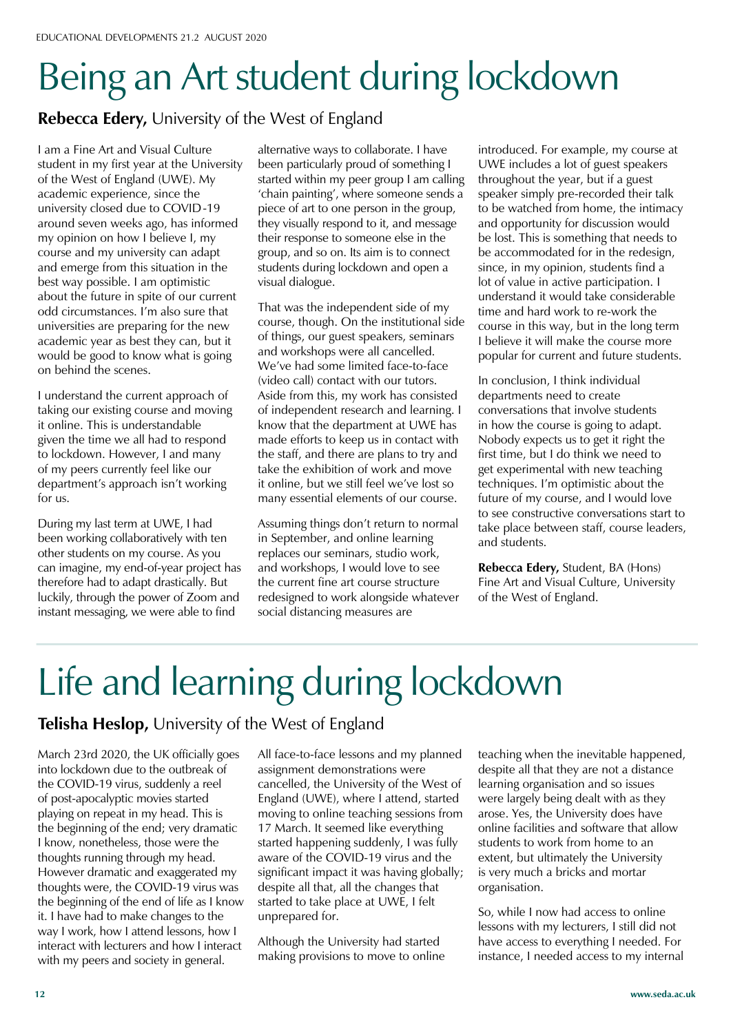# Being an Art student during lockdown

**Rebecca Edery,** University of the West of England

I am a Fine Art and Visual Culture student in my first year at the University of the West of England (UWE). My academic experience, since the university closed due to COVID-19 around seven weeks ago, has informed my opinion on how I believe I, my course and my university can adapt and emerge from this situation in the best way possible. I am optimistic about the future in spite of our current odd circumstances. I'm also sure that universities are preparing for the new academic year as best they can, but it would be good to know what is going on behind the scenes.

I understand the current approach of taking our existing course and moving it online. This is understandable given the time we all had to respond to lockdown. However, I and many of my peers currently feel like our department's approach isn't working for us.

During my last term at UWE, I had been working collaboratively with ten other students on my course. As you can imagine, my end-of-year project has therefore had to adapt drastically. But luckily, through the power of Zoom and instant messaging, we were able to find alternative ways to collaborate. I have been particularly proud of something I started within my peer group I am calling 'chain painting', where someone sends a piece of art to one person in the group, they visually respond to it, and message their response to someone else in the group, and so on. Its aim is to connect students during lockdown and open a visual dialogue.

That was the independent side of my course, though. On the institutional side of things, our guest speakers, seminars and workshops were all cancelled. We've had some limited face-to-face (video call) contact with our tutors. Aside from this, my work has consisted of independent research and learning. I know that the department at UWE has made efforts to keep us in contact with the staff, and there are plans to try and take the exhibition of work and move it online, but we still feel we've lost so many essential elements of our course.

Assuming things don't return to normal in September, and online learning replaces our seminars, studio work, and workshops, I would love to see the current fine art course structure redesigned to work alongside whatever social distancing measures are introduced. For example, my course at UWE includes a lot of guest speakers throughout the year, but if a guest speaker simply pre-recorded their talk to be watched from home, the intimacy and opportunity for discussion would be lost. This is something that needs to be accommodated for in the redesign, since, in my opinion, students find a lot of value in active participation. I understand it would take considerable time and hard work to re-work the course in this way, but in the long term I believe it will make the course more popular for current and future students.

In conclusion, I think individual departments need to create conversations that involve students in how the course is going to adapt. Nobody expects us to get it right the first time, but I do think we need to get experimental with new teaching techniques. I'm optimistic about the future of my course, and I would love to see constructive conversations start to take place between staff, course leaders, and students.

**Rebecca Edery,** Student, BA (Hons) Fine Art and Visual Culture, University of the West of England.

# Life and learning during lockdown

**Telisha Heslop,** University of the West of England

March 23rd 2020, the UK officially goes into lockdown due to the outbreak of the COVID-19 virus, suddenly a reel of post-apocalyptic movies started playing on repeat in my head. This is the beginning of the end; very dramatic I know, nonetheless, those were the thoughts running through my head. However dramatic and exaggerated my thoughts were, the COVID-19 virus was the beginning of the end of life as I know it. I have had to make changes to the way I work, how I attend lessons, how I interact with lecturers and how I interact with my peers and society in general.

All face-to-face lessons and my planned assignment demonstrations were cancelled, the University of the West of England (UWE), where I attend, started moving to online teaching sessions from 17 March. It seemed like everything started happening suddenly, I was fully aware of the COVID-19 virus and the significant impact it was having globally; despite all that, all the changes that started to take place at UWE, I felt unprepared for.

Although the University had started making provisions to move to online teaching when the inevitable happened, despite all that they are not a distance learning organisation and so issues were largely being dealt with as they arose. Yes, the University does have online facilities and software that allow students to work from home to an extent, but ultimately the University is very much a bricks and mortar organisation.

So, while I now had access to online lessons with my lecturers, I still did not have access to everything I needed. For instance, I needed access to my internal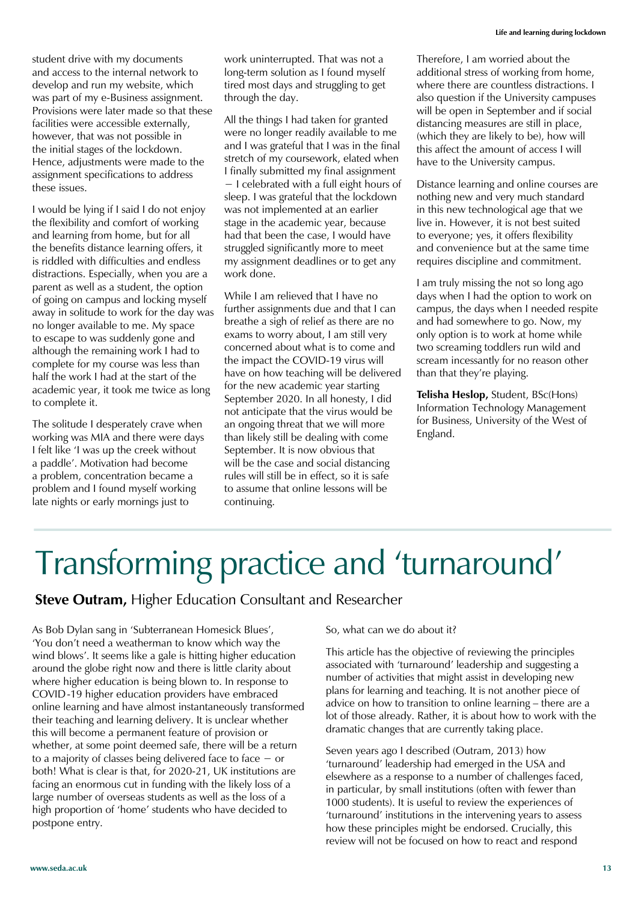student drive with my documents and access to the internal network to develop and run my website, which was part of my e-Business assignment. Provisions were later made so that these facilities were accessible externally, however, that was not possible in the initial stages of the lockdown. Hence, adjustments were made to the assignment specifications to address these issues.

I would be lying if I said I do not enjoy the flexibility and comfort of working and learning from home, but for all the benefits distance learning offers, it is riddled with difficulties and endless distractions. Especially, when you are a parent as well as a student, the option of going on campus and locking myself away in solitude to work for the day was no longer available to me. My space to escape to was suddenly gone and although the remaining work I had to complete for my course was less than half the work I had at the start of the academic year, it took me twice as long to complete it.

The solitude I desperately crave when working was MIA and there were days I felt like 'I was up the creek without a paddle'. Motivation had become a problem, concentration became a problem and I found myself working late nights or early mornings just to work uninterrupted. That was not a long-term solution as I found myself tired most days and struggling to get through the day.

All the things I had taken for granted were no longer readily available to me and I was grateful that I was in the final stretch of my coursework, elated when I finally submitted my final assignment – I celebrated with a full eight hours of sleep. I was grateful that the lockdown was not implemented at an earlier stage in the academic year, because had that been the case, I would have struggled significantly more to meet my assignment deadlines or to get any work done.

While I am relieved that I have no further assignments due and that I can breathe a sigh of relief as there are no exams to worry about, I am still very concerned about what is to come and the impact the COVID-19 virus will have on how teaching will be delivered for the new academic year starting September 2020. In all honesty, I did not anticipate that the virus would be an ongoing threat that we will more than likely still be dealing with come September. It is now obvious that will be the case and social distancing rules will still be in effect, so it is safe to assume that online lessons will be continuing.

Therefore, I am worried about the additional stress of working from home, where there are countless distractions. I also question if the University campuses will be open in September and if social distancing measures are still in place, (which they are likely to be), how will this affect the amount of access I will have to the University campus.

Distance learning and online courses are nothing new and very much standard in this new technological age that we live in. However, it is not best suited to everyone; yes, it offers flexibility and convenience but at the same time requires discipline and commitment.

I am truly missing the not so long ago days when I had the option to work on campus, the days when I needed respite and had somewhere to go. Now, my only option is to work at home while two screaming toddlers run wild and scream incessantly for no reason other than that they're playing.

**Telisha Heslop,** Student, BSc(Hons) Information Technology Management for Business, University of the West of England.

# Transforming practice and 'turnaround'

**Steve Outram,** Higher Education Consultant and Researcher

As Bob Dylan sang in 'Subterranean Homesick Blues', 'You don't need a weatherman to know which way the wind blows'. It seems like a gale is hitting higher education around the globe right now and there is little clarity about where higher education is being blown to. In response to COVID-19 higher education providers have embraced online learning and have almost instantaneously transformed their teaching and learning delivery. It is unclear whether this will become a permanent feature of provision or whether, at some point deemed safe, there will be a return to a majority of classes being delivered face to face – or both! What is clear is that, for 2020-21, UK institutions are facing an enormous cut in funding with the likely loss of a large number of overseas students as well as the loss of a high proportion of 'home' students who have decided to postpone entry.

So, what can we do about it?

This article has the objective of reviewing the principles associated with 'turnaround' leadership and suggesting a number of activities that might assist in developing new plans for learning and teaching. It is not another piece of advice on how to transition to online learning – there are a lot of those already. Rather, it is about how to work with the dramatic changes that are currently taking place.

Seven years ago I described (Outram, 2013) how 'turnaround' leadership had emerged in the USA and elsewhere as a response to a number of challenges faced, in particular, by small institutions (often with fewer than 1000 students). It is useful to review the experiences of 'turnaround' institutions in the intervening years to assess how these principles might be endorsed. Crucially, this review will not be focused on how to react and respond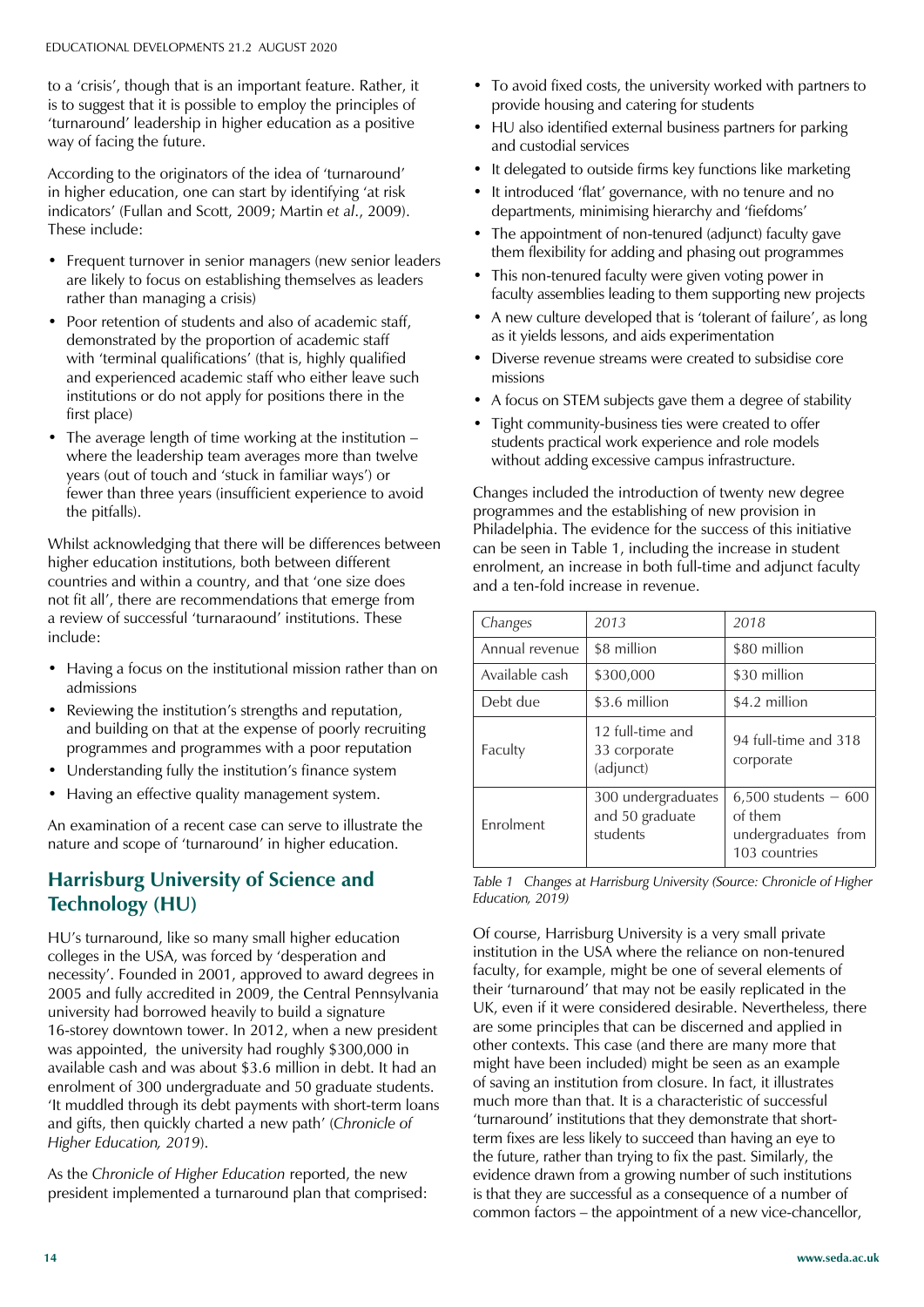to a 'crisis', though that is an important feature. Rather, it is to suggest that it is possible to employ the principles of 'turnaround' leadership in higher education as a positive way of facing the future.

According to the originators of the idea of 'turnaround' in higher education, one can start by identifying 'at risk indicators' (Fullan and Scott, 2009; Martin *et al*., 2009). These include:

- Frequent turnover in senior managers (new senior leaders are likely to focus on establishing themselves as leaders rather than managing a crisis)
- Poor retention of students and also of academic staff, demonstrated by the proportion of academic staff with 'terminal qualifications' (that is, highly qualified and experienced academic staff who either leave such institutions or do not apply for positions there in the first place)
- The average length of time working at the institution – where the leadership team averages more than twelve years (out of touch and 'stuck in familiar ways') or fewer than three years (insufficient experience to avoid the pitfalls).

Whilst acknowledging that there will be differences between higher education institutions, both between different countries and within a country, and that 'one size does not fit all', there are recommendations that emerge from a review of successful 'turnaraound' institutions. These include:

- Having a focus on the institutional mission rather than on admissions
- Reviewing the institution's strengths and reputation, and building on that at the expense of poorly recruiting programmes and programmes with a poor reputation
- Understanding fully the institution's finance system
- Having an effective quality management system.

An examination of a recent case can serve to illustrate the nature and scope of 'turnaround' in higher education.

## Harrisburg University of Science and Technology (HU)

HU's turnaround, like so many small higher education colleges in the USA, was forced by 'desperation and necessity'. Founded in 2001, approved to award degrees in 2005 and fully accredited in 2009, the Central Pennsylvania university had borrowed heavily to build a signature 16-storey downtown tower. In 2012, when a new president was appointed, the university had roughly $300,000 in available cash and was about $3.6 million in debt. It had an enrolment of 300 undergraduate and 50 graduate students. 'It muddled through its debt payments with short-term loans and gifts, then quickly charted a new path' (*Chronicle of Higher Education, 2019*).

As the *Chronicle of Higher Education* reported, the new president implemented a turnaround plan that comprised:

- To avoid fixed costs, the university worked with partners to provide housing and catering for students
- HU also identified external business partners for parking and custodial services
- It delegated to outside firms key functions like marketing
- It introduced 'flat' governance, with no tenure and no departments, minimising hierarchy and 'fiefdoms'
- The appointment of non-tenured (adjunct) faculty gave them flexibility for adding and phasing out programmes
- This non-tenured faculty were given voting power in faculty assemblies leading to them supporting new projects
- A new culture developed that is 'tolerant of failure', as long as it yields lessons, and aids experimentation
- Diverse revenue streams were created to subsidise core missions
- A focus on STEM subjects gave them a degree of stability
- Tight community-business ties were created to offer students practical work experience and role models without adding excessive campus infrastructure.

Changes included the introduction of twenty new degree programmes and the establishing of new provision in Philadelphia. The evidence for the success of this initiative can be seen in Table 1, including the increase in student enrolment, an increase in both full-time and adjunct faculty and a ten-fold increase in revenue.

| *Changes* | *2013* | *2018* |
|---|---|---|
| Annual revenue | $8 million | $80 million |
| Available cash | $300,000 | $30 million |
| Debt due | $3.6 million | $4.2 million |
| Faculty | 12 full-time and 33 corporate (adjunct) | 94 full-time and 318 corporate |
| Enrolment | 300 undergraduates and 50 graduate students | 6,500 students – 600 of them undergraduates from 103 countries |

*Table 1 Changes at Harrisburg University (Source: Chronicle of Higher Education, 2019)*

Of course, Harrisburg University is a very small private institution in the USA where the reliance on non-tenured faculty, for example, might be one of several elements of their 'turnaround' that may not be easily replicated in the UK, even if it were considered desirable. Nevertheless, there are some principles that can be discerned and applied in other contexts. This case (and there are many more that might have been included) might be seen as an example of saving an institution from closure. In fact, it illustrates much more than that. It is a characteristic of successful 'turnaround' institutions that they demonstrate that short-term fixes are less likely to succeed than having an eye to the future, rather than trying to fix the past. Similarly, the evidence drawn from a growing number of such institutions is that they are successful as a consequence of a number of common factors – the appointment of a new vice-chancellor,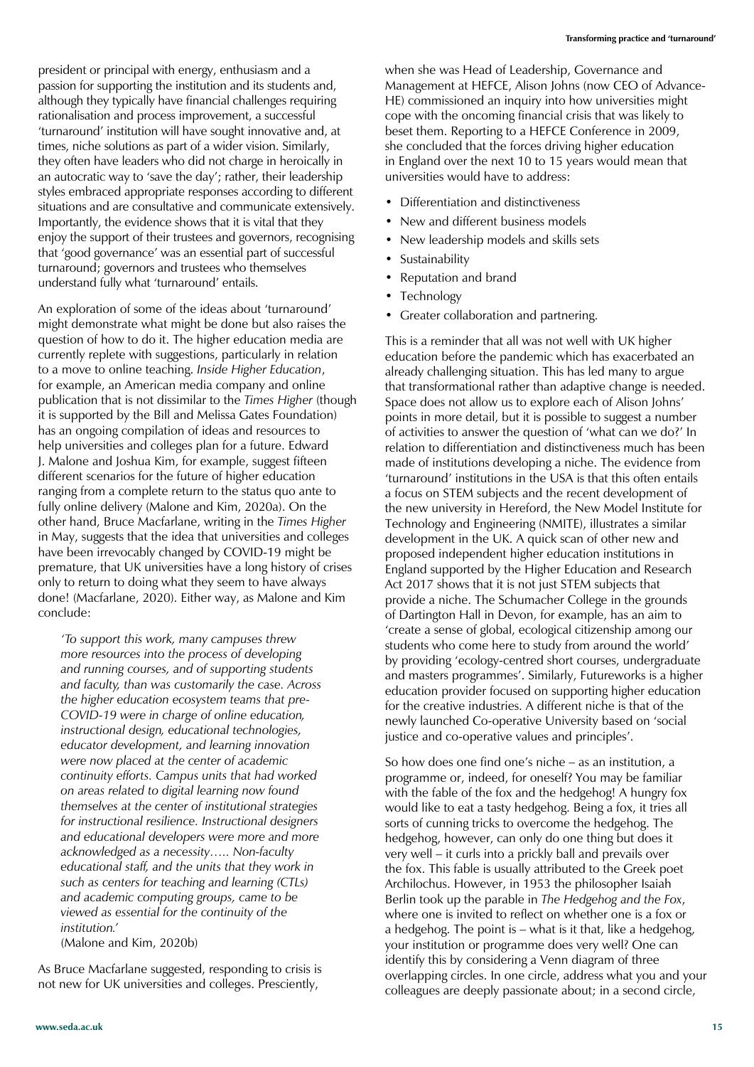president or principal with energy, enthusiasm and a passion for supporting the institution and its students and, although they typically have financial challenges requiring rationalisation and process improvement, a successful 'turnaround' institution will have sought innovative and, at times, niche solutions as part of a wider vision. Similarly, they often have leaders who did not charge in heroically in an autocratic way to 'save the day'; rather, their leadership styles embraced appropriate responses according to different situations and are consultative and communicate extensively. Importantly, the evidence shows that it is vital that they enjoy the support of their trustees and governors, recognising that 'good governance' was an essential part of successful turnaround; governors and trustees who themselves understand fully what 'turnaround' entails.

An exploration of some of the ideas about 'turnaround' might demonstrate what might be done but also raises the question of how to do it. The higher education media are currently replete with suggestions, particularly in relation to a move to online teaching. *Inside Higher Education*, for example, an American media company and online publication that is not dissimilar to the *Times Higher* (though it is supported by the Bill and Melissa Gates Foundation) has an ongoing compilation of ideas and resources to help universities and colleges plan for a future. Edward J. Malone and Joshua Kim, for example, suggest fifteen different scenarios for the future of higher education ranging from a complete return to the status quo ante to fully online delivery (Malone and Kim, 2020a). On the other hand, Bruce Macfarlane, writing in the *Times Higher* in May, suggests that the idea that universities and colleges have been irrevocably changed by COVID-19 might be premature, that UK universities have a long history of crises only to return to doing what they seem to have always done! (Macfarlane, 2020). Either way, as Malone and Kim conclude:

> *'To support this work, many campuses threw more resources into the process of developing and running courses, and of supporting students and faculty, than was customarily the case. Across the higher education ecosystem teams that pre-COVID-19 were in charge of online education, instructional design, educational technologies, educator development, and learning innovation were now placed at the center of academic continuity efforts. Campus units that had worked on areas related to digital learning now found themselves at the center of institutional strategies for instructional resilience. Instructional designers and educational developers were more and more acknowledged as a necessity….. Non-faculty educational staff, and the units that they work in such as centers for teaching and learning (CTLs) and academic computing groups, came to be viewed as essential for the continuity of the institution.'*
>
> (Malone and Kim, 2020b)

As Bruce Macfarlane suggested, responding to crisis is not new for UK universities and colleges. Presciently, when she was Head of Leadership, Governance and Management at HEFCE, Alison Johns (now CEO of Advance-HE) commissioned an inquiry into how universities might cope with the oncoming financial crisis that was likely to beset them. Reporting to a HEFCE Conference in 2009, she concluded that the forces driving higher education in England over the next 10 to 15 years would mean that universities would have to address:

- Differentiation and distinctiveness
- New and different business models
- New leadership models and skills sets
- Sustainability
- Reputation and brand
- Technology
- Greater collaboration and partnering.

This is a reminder that all was not well with UK higher education before the pandemic which has exacerbated an already challenging situation. This has led many to argue that transformational rather than adaptive change is needed. Space does not allow us to explore each of Alison Johns' points in more detail, but it is possible to suggest a number of activities to answer the question of 'what can we do?' In relation to differentiation and distinctiveness much has been made of institutions developing a niche. The evidence from 'turnaround' institutions in the USA is that this often entails a focus on STEM subjects and the recent development of the new university in Hereford, the New Model Institute for Technology and Engineering (NMITE), illustrates a similar development in the UK. A quick scan of other new and proposed independent higher education institutions in England supported by the Higher Education and Research Act 2017 shows that it is not just STEM subjects that provide a niche. The Schumacher College in the grounds of Dartington Hall in Devon, for example, has an aim to 'create a sense of global, ecological citizenship among our students who come here to study from around the world' by providing 'ecology-centred short courses, undergraduate and masters programmes'. Similarly, Futureworks is a higher education provider focused on supporting higher education for the creative industries. A different niche is that of the newly launched Co-operative University based on 'social justice and co-operative values and principles'.

So how does one find one's niche – as an institution, a programme or, indeed, for oneself? You may be familiar with the fable of the fox and the hedgehog! A hungry fox would like to eat a tasty hedgehog. Being a fox, it tries all sorts of cunning tricks to overcome the hedgehog. The hedgehog, however, can only do one thing but does it very well – it curls into a prickly ball and prevails over the fox. This fable is usually attributed to the Greek poet Archilochus. However, in 1953 the philosopher Isaiah Berlin took up the parable in *The Hedgehog and the Fox*, where one is invited to reflect on whether one is a fox or a hedgehog. The point is – what is it that, like a hedgehog, your institution or programme does very well? One can identify this by considering a Venn diagram of three overlapping circles. In one circle, address what you and your colleagues are deeply passionate about; in a second circle,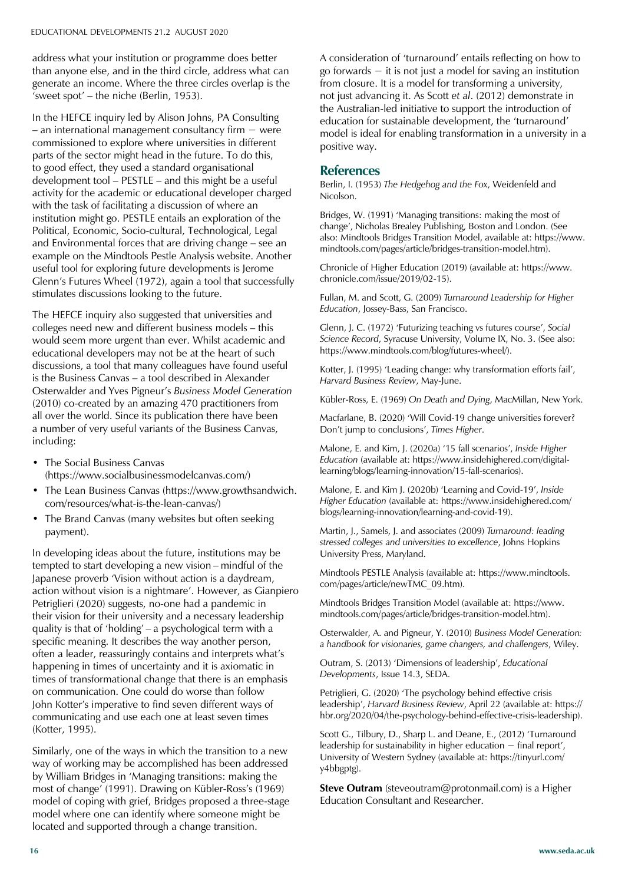address what your institution or programme does better than anyone else, and in the third circle, address what can generate an income. Where the three circles overlap is the 'sweet spot' – the niche (Berlin, 1953).

In the HEFCE inquiry led by Alison Johns, PA Consulting – an international management consultancy firm – were commissioned to explore where universities in different parts of the sector might head in the future. To do this, to good effect, they used a standard organisational development tool – PESTLE – and this might be a useful activity for the academic or educational developer charged with the task of facilitating a discussion of where an institution might go. PESTLE entails an exploration of the Political, Economic, Socio-cultural, Technological, Legal and Environmental forces that are driving change – see an example on the Mindtools Pestle Analysis website. Another useful tool for exploring future developments is Jerome Glenn's Futures Wheel (1972), again a tool that successfully stimulates discussions looking to the future.

The HEFCE inquiry also suggested that universities and colleges need new and different business models – this would seem more urgent than ever. Whilst academic and educational developers may not be at the heart of such discussions, a tool that many colleagues have found useful is the Business Canvas – a tool described in Alexander Osterwalder and Yves Pigneur's *Business Model Generation* (2010) co-created by an amazing 470 practitioners from all over the world. Since its publication there have been a number of very useful variants of the Business Canvas, including:

- The Social Business Canvas (https://www.socialbusinessmodelcanvas.com/)
- The Lean Business Canvas (https://www.growthsandwich.com/resources/what-is-the-lean-canvas/)
- The Brand Canvas (many websites but often seeking payment).

In developing ideas about the future, institutions may be tempted to start developing a new vision – mindful of the Japanese proverb 'Vision without action is a daydream, action without vision is a nightmare'. However, as Gianpiero Petriglieri (2020) suggests, no-one had a pandemic in their vision for their university and a necessary leadership quality is that of 'holding' – a psychological term with a specific meaning. It describes the way another person, often a leader, reassuringly contains and interprets what's happening in times of uncertainty and it is axiomatic in times of transformational change that there is an emphasis on communication. One could do worse than follow John Kotter's imperative to find seven different ways of communicating and use each one at least seven times (Kotter, 1995).

Similarly, one of the ways in which the transition to a new way of working may be accomplished has been addressed by William Bridges in 'Managing transitions: making the most of change' (1991). Drawing on Kübler-Ross's (1969) model of coping with grief, Bridges proposed a three-stage model where one can identify where someone might be located and supported through a change transition.

A consideration of 'turnaround' entails reflecting on how to go forwards – it is not just a model for saving an institution from closure. It is a model for transforming a university, not just advancing it. As Scott *et al*. (2012) demonstrate in the Australian-led initiative to support the introduction of education for sustainable development, the 'turnaround' model is ideal for enabling transformation in a university in a positive way.

## References

Berlin, I. (1953) *The Hedgehog and the Fox*, Weidenfeld and Nicolson.

Bridges, W. (1991) 'Managing transitions: making the most of change', Nicholas Brealey Publishing, Boston and London. (See also: Mindtools Bridges Transition Model, available at: https://www.mindtools.com/pages/article/bridges-transition-model.htm).

Chronicle of Higher Education (2019) (available at: https://www.chronicle.com/issue/2019/02-15).

Fullan, M. and Scott, G. (2009) *Turnaround Leadership for Higher Education*, Jossey-Bass, San Francisco.

Glenn, J. C. (1972) 'Futurizing teaching vs futures course', *Social Science Record*, Syracuse University, Volume IX, No. 3. (See also: https://www.mindtools.com/blog/futures-wheel/).

Kotter, J. (1995) 'Leading change: why transformation efforts fail', *Harvard Business Review*, May-June.

Kübler-Ross, E. (1969) *On Death and Dying*, MacMillan, New York.

Macfarlane, B. (2020) 'Will Covid-19 change universities forever? Don't jump to conclusions', *Times Higher*.

Malone, E. and Kim, J. (2020a) '15 fall scenarios', *Inside Higher Education* (available at: https://www.insidehighered.com/digital-learning/blogs/learning-innovation/15-fall-scenarios).

Malone, E. and Kim J. (2020b) 'Learning and Covid-19', *Inside Higher Education* (available at: https://www.insidehighered.com/blogs/learning-innovation/learning-and-covid-19).

Martin, J., Samels, J. and associates (2009) *Turnaround: leading stressed colleges and universities to excellence*, Johns Hopkins University Press, Maryland.

Mindtools PESTLE Analysis (available at: https://www.mindtools.com/pages/article/newTMC_09.htm).

Mindtools Bridges Transition Model (available at: https://www.mindtools.com/pages/article/bridges-transition-model.htm).

Osterwalder, A. and Pigneur, Y. (2010) *Business Model Generation: a handbook for visionaries, game changers, and challengers*, Wiley.

Outram, S. (2013) 'Dimensions of leadership', *Educational Developments*, Issue 14.3, SEDA.

Petriglieri, G. (2020) 'The psychology behind effective crisis leadership', *Harvard Business Review*, April 22 (available at: https://hbr.org/2020/04/the-psychology-behind-effective-crisis-leadership).

Scott G., Tilbury, D., Sharp L. and Deane, E., (2012) 'Turnaround leadership for sustainability in higher education – final report', University of Western Sydney (available at: https://tinyurl.com/y4bbgptg).

**Steve Outram** (steveoutram@protonmail.com) is a Higher Education Consultant and Researcher.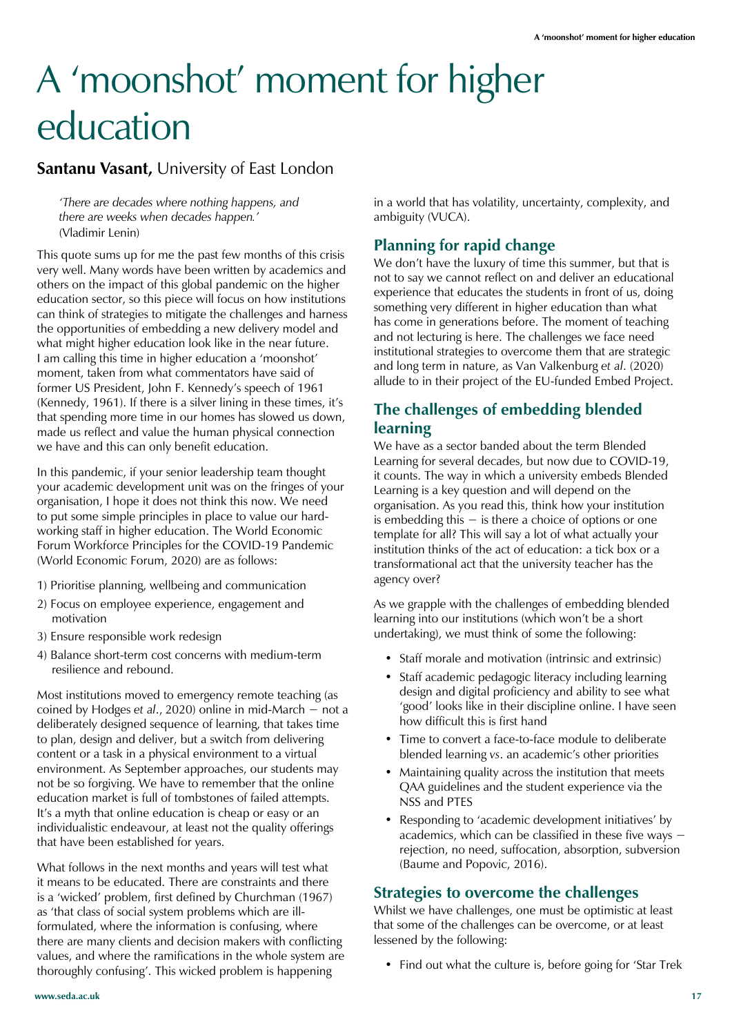# A 'moonshot' moment for higher education

**Santanu Vasant,** University of East London

> *'There are decades where nothing happens, and there are weeks when decades happen.'*
> (Vladimir Lenin)

This quote sums up for me the past few months of this crisis very well. Many words have been written by academics and others on the impact of this global pandemic on the higher education sector, so this piece will focus on how institutions can think of strategies to mitigate the challenges and harness the opportunities of embedding a new delivery model and what might higher education look like in the near future. I am calling this time in higher education a 'moonshot' moment, taken from what commentators have said of former US President, John F. Kennedy's speech of 1961 (Kennedy, 1961). If there is a silver lining in these times, it's that spending more time in our homes has slowed us down, made us reflect and value the human physical connection we have and this can only benefit education.

In this pandemic, if your senior leadership team thought your academic development unit was on the fringes of your organisation, I hope it does not think this now. We need to put some simple principles in place to value our hard-working staff in higher education. The World Economic Forum Workforce Principles for the COVID-19 Pandemic (World Economic Forum, 2020) are as follows:

1) Prioritise planning, wellbeing and communication
2) Focus on employee experience, engagement and motivation
3) Ensure responsible work redesign
4) Balance short-term cost concerns with medium-term resilience and rebound.

Most institutions moved to emergency remote teaching (as coined by Hodges *et al*., 2020) online in mid-March – not a deliberately designed sequence of learning, that takes time to plan, design and deliver, but a switch from delivering content or a task in a physical environment to a virtual environment. As September approaches, our students may not be so forgiving. We have to remember that the online education market is full of tombstones of failed attempts. It's a myth that online education is cheap or easy or an individualistic endeavour, at least not the quality offerings that have been established for years.

What follows in the next months and years will test what it means to be educated. There are constraints and there is a 'wicked' problem, first defined by Churchman (1967) as 'that class of social system problems which are ill-formulated, where the information is confusing, where there are many clients and decision makers with conflicting values, and where the ramifications in the whole system are thoroughly confusing'. This wicked problem is happening in a world that has volatility, uncertainty, complexity, and ambiguity (VUCA).

## Planning for rapid change

We don't have the luxury of time this summer, but that is not to say we cannot reflect on and deliver an educational experience that educates the students in front of us, doing something very different in higher education than what has come in generations before. The moment of teaching and not lecturing is here. The challenges we face need institutional strategies to overcome them that are strategic and long term in nature, as Van Valkenburg *et al*. (2020) allude to in their project of the EU-funded Embed Project.

## The challenges of embedding blended learning

We have as a sector banded about the term Blended Learning for several decades, but now due to COVID-19, it counts. The way in which a university embeds Blended Learning is a key question and will depend on the organisation. As you read this, think how your institution is embedding this – is there a choice of options or one template for all? This will say a lot of what actually your institution thinks of the act of education: a tick box or a transformational act that the university teacher has the agency over?

As we grapple with the challenges of embedding blended learning into our institutions (which won't be a short undertaking), we must think of some the following:

- Staff morale and motivation (intrinsic and extrinsic)
- Staff academic pedagogic literacy including learning design and digital proficiency and ability to see what 'good' looks like in their discipline online. I have seen how difficult this is first hand
- Time to convert a face-to-face module to deliberate blended learning *vs*. an academic's other priorities
- Maintaining quality across the institution that meets QAA guidelines and the student experience via the NSS and PTES
- Responding to 'academic development initiatives' by academics, which can be classified in these five ways – rejection, no need, suffocation, absorption, subversion (Baume and Popovic, 2016).

## Strategies to overcome the challenges

Whilst we have challenges, one must be optimistic at least that some of the challenges can be overcome, or at least lessened by the following:

- Find out what the culture is, before going for 'Star Trek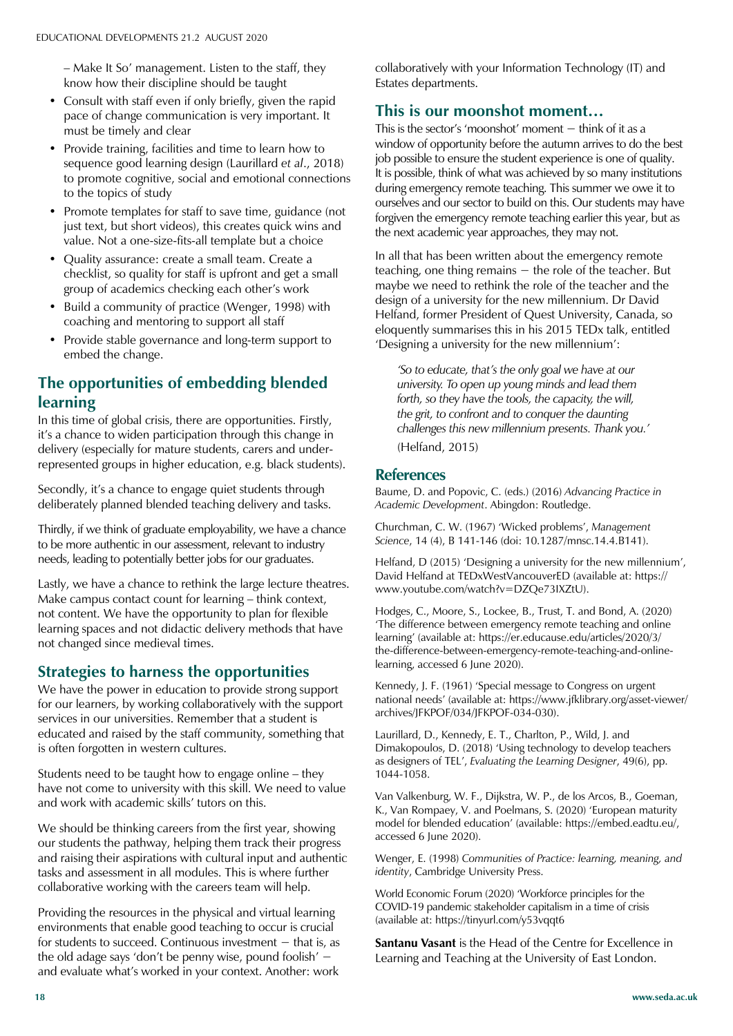– Make It So' management. Listen to the staff, they know how their discipline should be taught

- Consult with staff even if only briefly, given the rapid pace of change communication is very important. It must be timely and clear
- Provide training, facilities and time to learn how to sequence good learning design (Laurillard *et al*., 2018) to promote cognitive, social and emotional connections to the topics of study
- Promote templates for staff to save time, guidance (not just text, but short videos), this creates quick wins and value. Not a one-size-fits-all template but a choice
- Quality assurance: create a small team. Create a checklist, so quality for staff is upfront and get a small group of academics checking each other's work
- Build a community of practice (Wenger, 1998) with coaching and mentoring to support all staff
- Provide stable governance and long-term support to embed the change.

## The opportunities of embedding blended learning

In this time of global crisis, there are opportunities. Firstly, it's a chance to widen participation through this change in delivery (especially for mature students, carers and under-represented groups in higher education, e.g. black students).

Secondly, it's a chance to engage quiet students through deliberately planned blended teaching delivery and tasks.

Thirdly, if we think of graduate employability, we have a chance to be more authentic in our assessment, relevant to industry needs, leading to potentially better jobs for our graduates.

Lastly, we have a chance to rethink the large lecture theatres. Make campus contact count for learning – think context, not content. We have the opportunity to plan for flexible learning spaces and not didactic delivery methods that have not changed since medieval times.

## Strategies to harness the opportunities

We have the power in education to provide strong support for our learners, by working collaboratively with the support services in our universities. Remember that a student is educated and raised by the staff community, something that is often forgotten in western cultures.

Students need to be taught how to engage online – they have not come to university with this skill. We need to value and work with academic skills' tutors on this.

We should be thinking careers from the first year, showing our students the pathway, helping them track their progress and raising their aspirations with cultural input and authentic tasks and assessment in all modules. This is where further collaborative working with the careers team will help.

Providing the resources in the physical and virtual learning environments that enable good teaching to occur is crucial for students to succeed. Continuous investment – that is, as the old adage says 'don't be penny wise, pound foolish' – and evaluate what's worked in your context. Another: work collaboratively with your Information Technology (IT) and Estates departments.

## This is our moonshot moment…

This is the sector's 'moonshot' moment – think of it as a window of opportunity before the autumn arrives to do the best job possible to ensure the student experience is one of quality. It is possible, think of what was achieved by so many institutions during emergency remote teaching. This summer we owe it to ourselves and our sector to build on this. Our students may have forgiven the emergency remote teaching earlier this year, but as the next academic year approaches, they may not.

In all that has been written about the emergency remote teaching, one thing remains – the role of the teacher. But maybe we need to rethink the role of the teacher and the design of a university for the new millennium. Dr David Helfand, former President of Quest University, Canada, so eloquently summarises this in his 2015 TEDx talk, entitled 'Designing a university for the new millennium':

> *'So to educate, that's the only goal we have at our university. To open up young minds and lead them forth, so they have the tools, the capacity, the will, the grit, to confront and to conquer the daunting challenges this new millennium presents. Thank you.'*
> (Helfand, 2015)

## References

Baume, D. and Popovic, C. (eds.) (2016) *Advancing Practice in Academic Development*. Abingdon: Routledge.

Churchman, C. W. (1967) 'Wicked problems', *Management Science*, 14 (4), B 141-146 (doi: 10.1287/mnsc.14.4.B141).

Helfand, D (2015) 'Designing a university for the new millennium', David Helfand at TEDxWestVancouverED (available at: https://www.youtube.com/watch?v=DZQe73IXZtU).

Hodges, C., Moore, S., Lockee, B., Trust, T. and Bond, A. (2020) 'The difference between emergency remote teaching and online learning' (available at: https://er.educause.edu/articles/2020/3/the-difference-between-emergency-remote-teaching-and-online-learning, accessed 6 June 2020).

Kennedy, J. F. (1961) 'Special message to Congress on urgent national needs' (available at: https://www.jfklibrary.org/asset-viewer/archives/JFKPOF/034/JFKPOF-034-030).

Laurillard, D., Kennedy, E. T., Charlton, P., Wild, J. and Dimakopoulos, D. (2018) 'Using technology to develop teachers as designers of TEL', *Evaluating the Learning Designer*, 49(6), pp. 1044-1058.

Van Valkenburg, W. F., Dijkstra, W. P., de los Arcos, B., Goeman, K., Van Rompaey, V. and Poelmans, S. (2020) 'European maturity model for blended education' (available: https://embed.eadtu.eu/, accessed 6 June 2020).

Wenger, E. (1998) *Communities of Practice: learning, meaning, and identity*, Cambridge University Press.

World Economic Forum (2020) 'Workforce principles for the COVID-19 pandemic stakeholder capitalism in a time of crisis (available at: https://tinyurl.com/y53vqqt6

**Santanu Vasant** is the Head of the Centre for Excellence in Learning and Teaching at the University of East London.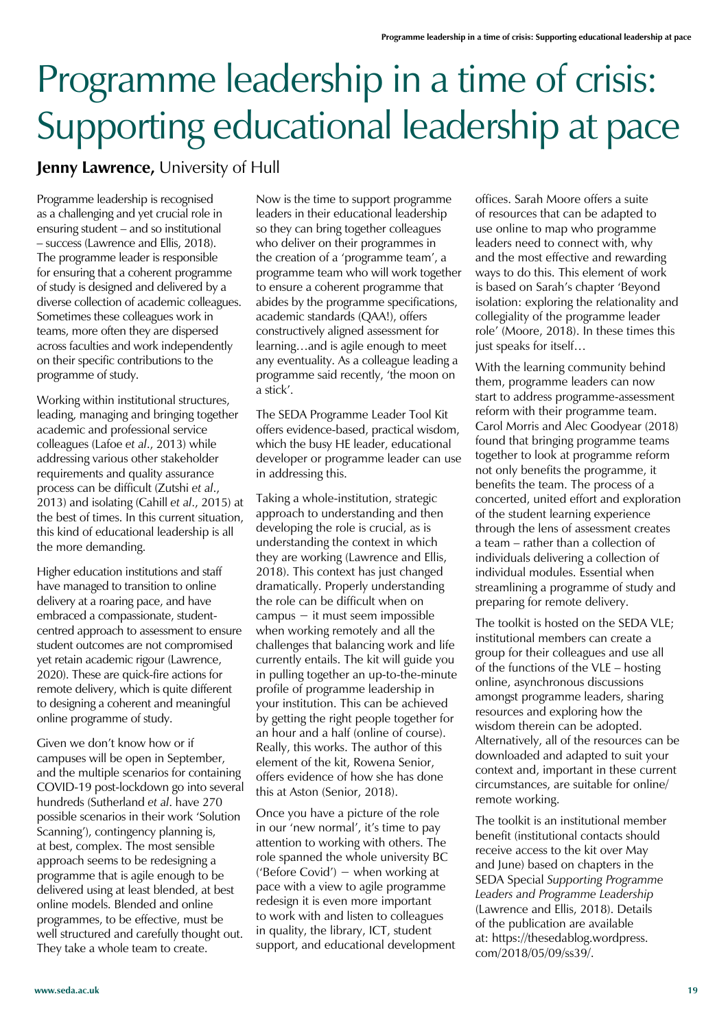# Programme leadership in a time of crisis: Supporting educational leadership at pace

**Jenny Lawrence,** University of Hull

Programme leadership is recognised as a challenging and yet crucial role in ensuring student – and so institutional – success (Lawrence and Ellis, 2018). The programme leader is responsible for ensuring that a coherent programme of study is designed and delivered by a diverse collection of academic colleagues. Sometimes these colleagues work in teams, more often they are dispersed across faculties and work independently on their specific contributions to the programme of study.

Working within institutional structures, leading, managing and bringing together academic and professional service colleagues (Lafoe *et al*., 2013) while addressing various other stakeholder requirements and quality assurance process can be difficult (Zutshi *et al*., 2013) and isolating (Cahill *et al*., 2015) at the best of times. In this current situation, this kind of educational leadership is all the more demanding.

Higher education institutions and staff have managed to transition to online delivery at a roaring pace, and have embraced a compassionate, student-centred approach to assessment to ensure student outcomes are not compromised yet retain academic rigour (Lawrence, 2020). These are quick-fire actions for remote delivery, which is quite different to designing a coherent and meaningful online programme of study.

Given we don't know how or if campuses will be open in September, and the multiple scenarios for containing COVID-19 post-lockdown go into several hundreds (Sutherland *et al*. have 270 possible scenarios in their work 'Solution Scanning'), contingency planning is, at best, complex. The most sensible approach seems to be redesigning a programme that is agile enough to be delivered using at least blended, at best online models. Blended and online programmes, to be effective, must be well structured and carefully thought out. They take a whole team to create.

Now is the time to support programme leaders in their educational leadership so they can bring together colleagues who deliver on their programmes in the creation of a 'programme team', a programme team who will work together to ensure a coherent programme that abides by the programme specifications, academic standards (QAA!), offers constructively aligned assessment for learning…and is agile enough to meet any eventuality. As a colleague leading a programme said recently, 'the moon on a stick'.

The SEDA Programme Leader Tool Kit offers evidence-based, practical wisdom, which the busy HE leader, educational developer or programme leader can use in addressing this.

Taking a whole-institution, strategic approach to understanding and then developing the role is crucial, as is understanding the context in which they are working (Lawrence and Ellis, 2018). This context has just changed dramatically. Properly understanding the role can be difficult when on campus – it must seem impossible when working remotely and all the challenges that balancing work and life currently entails. The kit will guide you in pulling together an up-to-the-minute profile of programme leadership in your institution. This can be achieved by getting the right people together for an hour and a half (online of course). Really, this works. The author of this element of the kit, Rowena Senior, offers evidence of how she has done this at Aston (Senior, 2018).

Once you have a picture of the role in our 'new normal', it's time to pay attention to working with others. The role spanned the whole university BC ('Before Covid') – when working at pace with a view to agile programme redesign it is even more important to work with and listen to colleagues in quality, the library, ICT, student support, and educational development offices. Sarah Moore offers a suite of resources that can be adapted to use online to map who programme leaders need to connect with, why and the most effective and rewarding ways to do this. This element of work is based on Sarah's chapter 'Beyond isolation: exploring the relationality and collegiality of the programme leader role' (Moore, 2018). In these times this just speaks for itself…

With the learning community behind them, programme leaders can now start to address programme-assessment reform with their programme team. Carol Morris and Alec Goodyear (2018) found that bringing programme teams together to look at programme reform not only benefits the programme, it benefits the team. The process of a concerted, united effort and exploration of the student learning experience through the lens of assessment creates a team – rather than a collection of individuals delivering a collection of individual modules. Essential when streamlining a programme of study and preparing for remote delivery.

The toolkit is hosted on the SEDA VLE; institutional members can create a group for their colleagues and use all of the functions of the VLE – hosting online, asynchronous discussions amongst programme leaders, sharing resources and exploring how the wisdom therein can be adopted. Alternatively, all of the resources can be downloaded and adapted to suit your context and, important in these current circumstances, are suitable for online/remote working.

The toolkit is an institutional member benefit (institutional contacts should receive access to the kit over May and June) based on chapters in the SEDA Special *Supporting Programme Leaders and Programme Leadership* (Lawrence and Ellis, 2018). Details of the publication are available at: https://thesedablog.wordpress.com/2018/05/09/ss39/.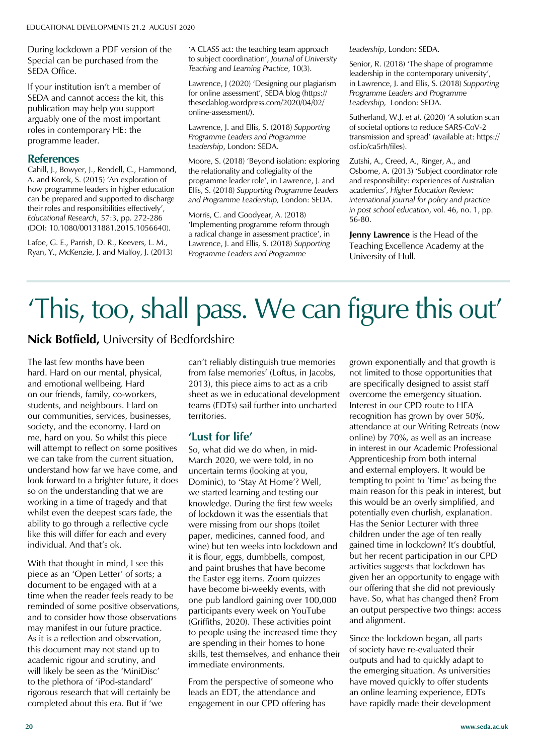During lockdown a PDF version of the Special can be purchased from the SEDA Office.

If your institution isn't a member of SEDA and cannot access the kit, this publication may help you support arguably one of the most important roles in contemporary HE: the programme leader.

## References

Cahill, J., Bowyer, J., Rendell, C., Hammond, A. and Korek, S. (2015) 'An exploration of how programme leaders in higher education can be prepared and supported to discharge their roles and responsibilities effectively', *Educational Research*, 57:3, pp. 272-286 (DOI: 10.1080/00131881.2015.1056640).

Lafoe, G. E., Parrish, D. R., Keevers, L. M., Ryan, Y., McKenzie, J. and Malfoy, J. (2013) 'A CLASS act: the teaching team approach to subject coordination', *Journal of University Teaching and Learning Practice*, 10(3).

Lawrence, J (2020) 'Designing our plagiarism for online assessment', SEDA blog (https://thesedablog.wordpress.com/2020/04/02/online-assessment/).

Lawrence, J. and Ellis, S. (2018) *Supporting Programme Leaders and Programme Leadership*, London: SEDA.

Moore, S. (2018) 'Beyond isolation: exploring the relationality and collegiality of the programme leader role', in Lawrence, J. and Ellis, S. (2018) *Supporting Programme Leaders and Programme Leadership,* London: SEDA.

Morris, C. and Goodyear, A. (2018) 'Implementing programme reform through a radical change in assessment practice', in Lawrence, J. and Ellis, S. (2018) *Supporting Programme Leaders and Programme Leadership*, London: SEDA.

Senior, R. (2018) 'The shape of programme leadership in the contemporary university', in Lawrence, J. and Ellis, S. (2018) *Supporting Programme Leaders and Programme Leadership,* London: SEDA.

Sutherland, W.J. *et al*. (2020) 'A solution scan of societal options to reduce SARS-CoV-2 transmission and spread' (available at: https://osf.io/ca5rh/files).

Zutshi, A., Creed, A., Ringer, A., and Osborne, A. (2013) 'Subject coordinator role and responsibility: experiences of Australian academics', *Higher Education Review: international journal for policy and practice in post school education*, vol. 46, no. 1, pp. 56-80.

**Jenny Lawrence** is the Head of the Teaching Excellence Academy at the University of Hull.

# 'This, too, shall pass. We can figure this out'

**Nick Botfield,** University of Bedfordshire

The last few months have been hard. Hard on our mental, physical, and emotional wellbeing. Hard on our friends, family, co-workers, students, and neighbours. Hard on our communities, services, businesses, society, and the economy. Hard on me, hard on you. So whilst this piece will attempt to reflect on some positives we can take from the current situation, understand how far we have come, and look forward to a brighter future, it does so on the understanding that we are working in a time of tragedy and that whilst even the deepest scars fade, the ability to go through a reflective cycle like this will differ for each and every individual. And that's ok.

With that thought in mind, I see this piece as an 'Open Letter' of sorts; a document to be engaged with at a time when the reader feels ready to be reminded of some positive observations, and to consider how those observations may manifest in our future practice. As it is a reflection and observation, this document may not stand up to academic rigour and scrutiny, and will likely be seen as the 'MiniDisc' to the plethora of 'iPod-standard' rigorous research that will certainly be completed about this era. But if 'we can't reliably distinguish true memories from false memories' (Loftus, in Jacobs, 2013), this piece aims to act as a crib sheet as we in educational development teams (EDTs) sail further into uncharted territories.

## 'Lust for life'

So, what did we do when, in mid-March 2020, we were told, in no uncertain terms (looking at you, Dominic), to 'Stay At Home'? Well, we started learning and testing our knowledge. During the first few weeks of lockdown it was the essentials that were missing from our shops (toilet paper, medicines, canned food, and wine) but ten weeks into lockdown and it is flour, eggs, dumbbells, compost, and paint brushes that have become the Easter egg items. Zoom quizzes have become bi-weekly events, with one pub landlord gaining over 100,000 participants every week on YouTube (Griffiths, 2020). These activities point to people using the increased time they are spending in their homes to hone skills, test themselves, and enhance their immediate environments.

From the perspective of someone who leads an EDT, the attendance and engagement in our CPD offering has grown exponentially and that growth is not limited to those opportunities that are specifically designed to assist staff overcome the emergency situation. Interest in our CPD route to HEA recognition has grown by over 50%, attendance at our Writing Retreats (now online) by 70%, as well as an increase in interest in our Academic Professional Apprenticeship from both internal and external employers. It would be tempting to point to 'time' as being the main reason for this peak in interest, but this would be an overly simplified, and potentially even churlish, explanation. Has the Senior Lecturer with three children under the age of ten really gained time in lockdown? It's doubtful, but her recent participation in our CPD activities suggests that lockdown has given her an opportunity to engage with our offering that she did not previously have. So, what has changed then? From an output perspective two things: access and alignment.

Since the lockdown began, all parts of society have re-evaluated their outputs and had to quickly adapt to the emerging situation. As universities have moved quickly to offer students an online learning experience, EDTs have rapidly made their development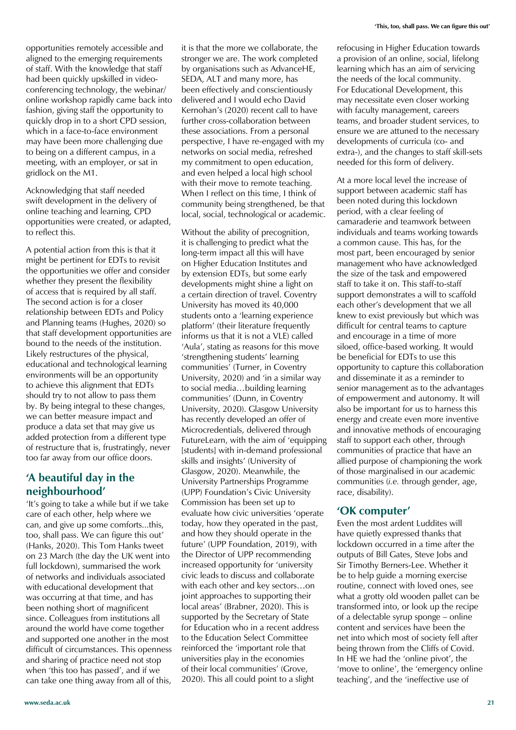opportunities remotely accessible and aligned to the emerging requirements of staff. With the knowledge that staff had been quickly upskilled in video-conferencing technology, the webinar/online workshop rapidly came back into fashion, giving staff the opportunity to quickly drop in to a short CPD session, which in a face-to-face environment may have been more challenging due to being on a different campus, in a meeting, with an employer, or sat in gridlock on the M1.

Acknowledging that staff needed swift development in the delivery of online teaching and learning, CPD opportunities were created, or adapted, to reflect this.

A potential action from this is that it might be pertinent for EDTs to revisit the opportunities we offer and consider whether they present the flexibility of access that is required by all staff. The second action is for a closer relationship between EDTs and Policy and Planning teams (Hughes, 2020) so that staff development opportunities are bound to the needs of the institution. Likely restructures of the physical, educational and technological learning environments will be an opportunity to achieve this alignment that EDTs should try to not allow to pass them by. By being integral to these changes, we can better measure impact and produce a data set that may give us added protection from a different type of restructure that is, frustratingly, never too far away from our office doors.

## 'A beautiful day in the neighbourhood'

'It's going to take a while but if we take care of each other, help where we can, and give up some comforts...this, too, shall pass. We can figure this out' (Hanks, 2020). This Tom Hanks tweet on 23 March (the day the UK went into full lockdown), summarised the work of networks and individuals associated with educational development that was occurring at that time, and has been nothing short of magnificent since. Colleagues from institutions all around the world have come together and supported one another in the most difficult of circumstances. This openness and sharing of practice need not stop when 'this too has passed', and if we can take one thing away from all of this, it is that the more we collaborate, the stronger we are. The work completed by organisations such as AdvanceHE, SEDA, ALT and many more, has been effectively and conscientiously delivered and I would echo David Kernohan's (2020) recent call to have further cross-collaboration between these associations. From a personal perspective, I have re-engaged with my networks on social media, refreshed my commitment to open education, and even helped a local high school with their move to remote teaching. When I reflect on this time, I think of community being strengthened, be that local, social, technological or academic.

Without the ability of precognition, it is challenging to predict what the long-term impact all this will have on Higher Education Institutes and by extension EDTs, but some early developments might shine a light on a certain direction of travel. Coventry University has moved its 40,000 students onto a 'learning experience platform' (their literature frequently informs us that it is not a VLE) called 'Aula', stating as reasons for this move 'strengthening students' learning communities' (Turner, in Coventry University, 2020) and 'in a similar way to social media…building learning communities' (Dunn, in Coventry University, 2020). Glasgow University has recently developed an offer of Microcredentials, delivered through FutureLearn, with the aim of 'equipping [students] with in-demand professional skills and insights' (University of Glasgow, 2020). Meanwhile, the University Partnerships Programme (UPP) Foundation's Civic University Commission has been set up to evaluate how civic universities 'operate today, how they operated in the past, and how they should operate in the future' (UPP Foundation, 2019), with the Director of UPP recommending increased opportunity for 'university civic leads to discuss and collaborate with each other and key sectors…on joint approaches to supporting their local areas' (Brabner, 2020). This is supported by the Secretary of State for Education who in a recent address to the Education Select Committee reinforced the 'important role that universities play in the economies of their local communities' (Grove, 2020). This all could point to a slight refocusing in Higher Education towards a provision of an online, social, lifelong learning which has an aim of servicing the needs of the local community. For Educational Development, this may necessitate even closer working with faculty management, careers teams, and broader student services, to ensure we are attuned to the necessary developments of curricula (co- and extra-), and the changes to staff skill-sets needed for this form of delivery.

At a more local level the increase of support between academic staff has been noted during this lockdown period, with a clear feeling of camaraderie and teamwork between individuals and teams working towards a common cause. This has, for the most part, been encouraged by senior management who have acknowledged the size of the task and empowered staff to take it on. This staff-to-staff support demonstrates a will to scaffold each other's development that we all knew to exist previously but which was difficult for central teams to capture and encourage in a time of more siloed, office-based working. It would be beneficial for EDTs to use this opportunity to capture this collaboration and disseminate it as a reminder to senior management as to the advantages of empowerment and autonomy. It will also be important for us to harness this energy and create even more inventive and innovative methods of encouraging staff to support each other, through communities of practice that have an allied purpose of championing the work of those marginalised in our academic communities (*i.e.* through gender, age, race, disability).

## 'OK computer'

Even the most ardent Luddites will have quietly expressed thanks that lockdown occurred in a time after the outputs of Bill Gates, Steve Jobs and Sir Timothy Berners-Lee. Whether it be to help guide a morning exercise routine, connect with loved ones, see what a grotty old wooden pallet can be transformed into, or look up the recipe of a delectable syrup sponge – online content and services have been the net into which most of society fell after being thrown from the Cliffs of Covid. In HE we had the 'online pivot', the 'move to online', the 'emergency online teaching', and the 'ineffective use of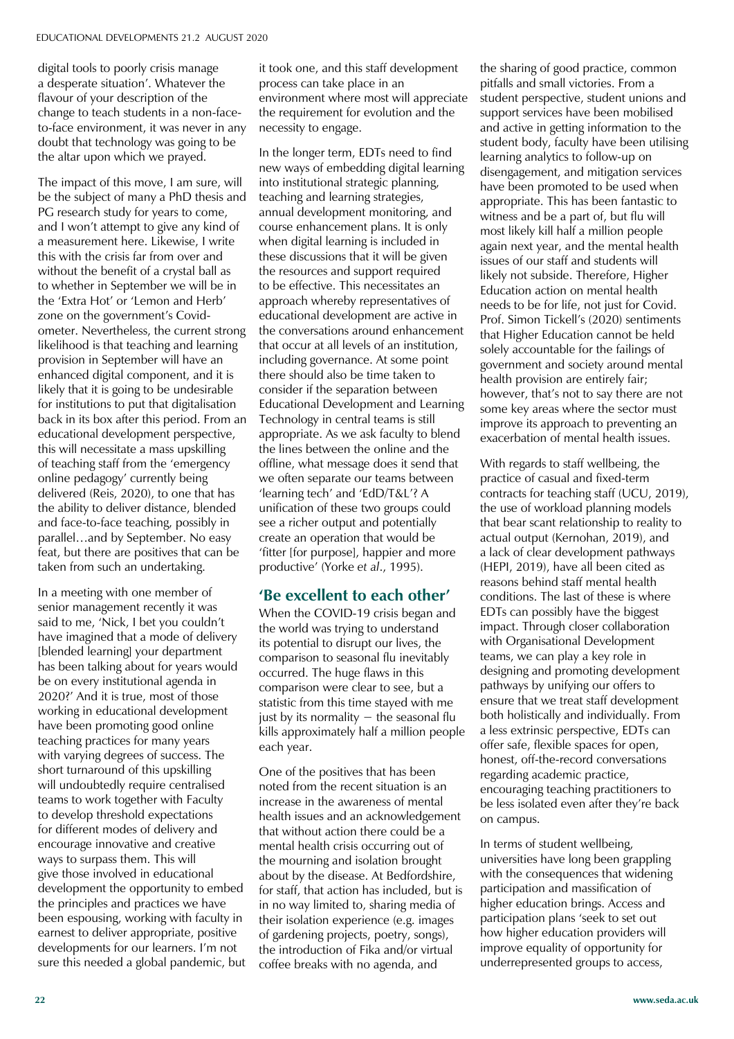digital tools to poorly crisis manage a desperate situation'. Whatever the flavour of your description of the change to teach students in a non-face-to-face environment, it was never in any doubt that technology was going to be the altar upon which we prayed.

The impact of this move, I am sure, will be the subject of many a PhD thesis and PG research study for years to come, and I won't attempt to give any kind of a measurement here. Likewise, I write this with the crisis far from over and without the benefit of a crystal ball as to whether in September we will be in the 'Extra Hot' or 'Lemon and Herb' zone on the government's Covid-ometer. Nevertheless, the current strong likelihood is that teaching and learning provision in September will have an enhanced digital component, and it is likely that it is going to be undesirable for institutions to put that digitalisation back in its box after this period. From an educational development perspective, this will necessitate a mass upskilling of teaching staff from the 'emergency online pedagogy' currently being delivered (Reis, 2020), to one that has the ability to deliver distance, blended and face-to-face teaching, possibly in parallel…and by September. No easy feat, but there are positives that can be taken from such an undertaking.

In a meeting with one member of senior management recently it was said to me, 'Nick, I bet you couldn't have imagined that a mode of delivery [blended learning] your department has been talking about for years would be on every institutional agenda in 2020?' And it is true, most of those working in educational development have been promoting good online teaching practices for many years with varying degrees of success. The short turnaround of this upskilling will undoubtedly require centralised teams to work together with Faculty to develop threshold expectations for different modes of delivery and encourage innovative and creative ways to surpass them. This will give those involved in educational development the opportunity to embed the principles and practices we have been espousing, working with faculty in earnest to deliver appropriate, positive developments for our learners. I'm not sure this needed a global pandemic, but it took one, and this staff development process can take place in an environment where most will appreciate the requirement for evolution and the necessity to engage.

In the longer term, EDTs need to find new ways of embedding digital learning into institutional strategic planning, teaching and learning strategies, annual development monitoring, and course enhancement plans. It is only when digital learning is included in these discussions that it will be given the resources and support required to be effective. This necessitates an approach whereby representatives of educational development are active in the conversations around enhancement that occur at all levels of an institution, including governance. At some point there should also be time taken to consider if the separation between Educational Development and Learning Technology in central teams is still appropriate. As we ask faculty to blend the lines between the online and the offline, what message does it send that we often separate our teams between 'learning tech' and 'EdD/T&L'? A unification of these two groups could see a richer output and potentially create an operation that would be 'fitter [for purpose], happier and more productive' (Yorke *et al*., 1995).

## 'Be excellent to each other'

When the COVID-19 crisis began and the world was trying to understand its potential to disrupt our lives, the comparison to seasonal flu inevitably occurred. The huge flaws in this comparison were clear to see, but a statistic from this time stayed with me just by its normality – the seasonal flu kills approximately half a million people each year.

One of the positives that has been noted from the recent situation is an increase in the awareness of mental health issues and an acknowledgement that without action there could be a mental health crisis occurring out of the mourning and isolation brought about by the disease. At Bedfordshire, for staff, that action has included, but is in no way limited to, sharing media of their isolation experience (e.g. images of gardening projects, poetry, songs), the introduction of Fika and/or virtual coffee breaks with no agenda, and the sharing of good practice, common pitfalls and small victories. From a student perspective, student unions and support services have been mobilised and active in getting information to the student body, faculty have been utilising learning analytics to follow-up on disengagement, and mitigation services have been promoted to be used when appropriate. This has been fantastic to witness and be a part of, but flu will most likely kill half a million people again next year, and the mental health issues of our staff and students will likely not subside. Therefore, Higher Education action on mental health needs to be for life, not just for Covid. Prof. Simon Tickell's (2020) sentiments that Higher Education cannot be held solely accountable for the failings of government and society around mental health provision are entirely fair; however, that's not to say there are not some key areas where the sector must improve its approach to preventing an exacerbation of mental health issues.

With regards to staff wellbeing, the practice of casual and fixed-term contracts for teaching staff (UCU, 2019), the use of workload planning models that bear scant relationship to reality to actual output (Kernohan, 2019), and a lack of clear development pathways (HEPI, 2019), have all been cited as reasons behind staff mental health conditions. The last of these is where EDTs can possibly have the biggest impact. Through closer collaboration with Organisational Development teams, we can play a key role in designing and promoting development pathways by unifying our offers to ensure that we treat staff development both holistically and individually. From a less extrinsic perspective, EDTs can offer safe, flexible spaces for open, honest, off-the-record conversations regarding academic practice, encouraging teaching practitioners to be less isolated even after they're back on campus.

In terms of student wellbeing, universities have long been grappling with the consequences that widening participation and massification of higher education brings. Access and participation plans 'seek to set out how higher education providers will improve equality of opportunity for underrepresented groups to access,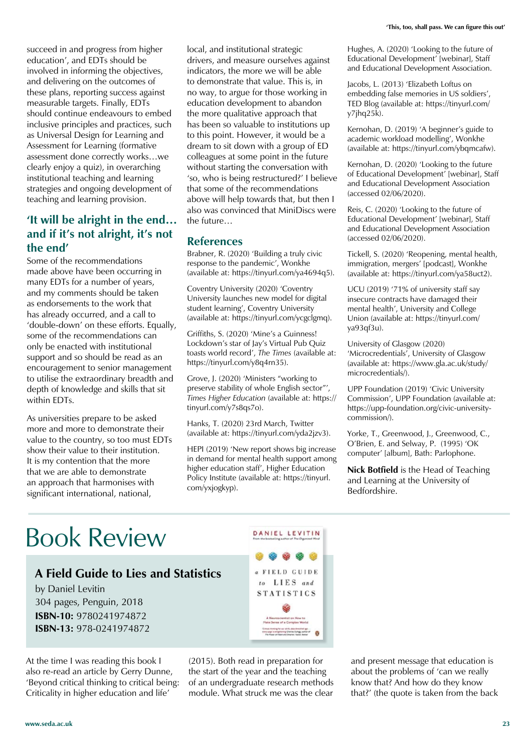succeed in and progress from higher education', and EDTs should be involved in informing the objectives, and delivering on the outcomes of these plans, reporting success against measurable targets. Finally, EDTs should continue endeavours to embed inclusive principles and practices, such as Universal Design for Learning and Assessment for Learning (formative assessment done correctly works…we clearly enjoy a quiz), in overarching institutional teaching and learning strategies and ongoing development of teaching and learning provision.

## 'It will be alright in the end… and if it's not alright, it's not the end'

Some of the recommendations made above have been occurring in many EDTs for a number of years, and my comments should be taken as endorsements to the work that has already occurred, and a call to 'double-down' on these efforts. Equally, some of the recommendations can only be enacted with institutional support and so should be read as an encouragement to senior management to utilise the extraordinary breadth and depth of knowledge and skills that sit within EDTs.

As universities prepare to be asked more and more to demonstrate their value to the country, so too must EDTs show their value to their institution. It is my contention that the more that we are able to demonstrate an approach that harmonises with significant international, national, local, and institutional strategic drivers, and measure ourselves against indicators, the more we will be able to demonstrate that value. This is, in no way, to argue for those working in education development to abandon the more qualitative approach that has been so valuable to institutions up to this point. However, it would be a dream to sit down with a group of ED colleagues at some point in the future without starting the conversation with 'so, who is being restructured?' I believe that some of the recommendations above will help towards that, but then I also was convinced that MiniDiscs were the future…

## References

Brabner, R. (2020) 'Building a truly civic response to the pandemic', Wonkhe (available at: https://tinyurl.com/ya4694q5).

Coventry University (2020) 'Coventry University launches new model for digital student learning', Coventry University (available at: https://tinyurl.com/ycgclgmq).

Griffiths, S. (2020) 'Mine's a Guinness! Lockdown's star of Jay's Virtual Pub Quiz toasts world record', *The Times* (available at: https://tinyurl.com/y8q4rn35).

Grove, J. (2020) 'Ministers "working to preserve stability of whole English sector"', *Times Higher Education* (available at: https://tinyurl.com/y7s8qs7o).

Hanks, T. (2020) 23rd March, Twitter (available at: https://tinyurl.com/yda2jzv3).

HEPI (2019) 'New report shows big increase in demand for mental health support among higher education staff', Higher Education Policy Institute (available at: https://tinyurl.com/yxjogkyp).

Hughes, A. (2020) 'Looking to the future of Educational Development' [webinar], Staff and Educational Development Association.

Jacobs, L. (2013) 'Elizabeth Loftus on embedding false memories in US soldiers', TED Blog (available at: https://tinyurl.com/y7jhq25k).

Kernohan, D. (2019) 'A beginner's guide to academic workload modelling', Wonkhe (available at: https://tinyurl.com/ybqmcafw).

Kernohan, D. (2020) 'Looking to the future of Educational Development' [webinar], Staff and Educational Development Association (accessed 02/06/2020).

Reis, C. (2020) 'Looking to the future of Educational Development' [webinar], Staff and Educational Development Association (accessed 02/06/2020).

Tickell, S. (2020) 'Reopening, mental health, immigration, mergers' [podcast], Wonkhe (available at: https://tinyurl.com/ya58uct2).

UCU (2019) '71% of university staff say insecure contracts have damaged their mental health', University and College Union (available at: https://tinyurl.com/ya93qf3u).

University of Glasgow (2020) 'Microcredentials', University of Glasgow (available at: https://www.gla.ac.uk/study/microcredentials/).

UPP Foundation (2019) 'Civic University Commission', UPP Foundation (available at: https://upp-foundation.org/civic-university-commission/).

Yorke, T., Greenwood, J., Greenwood, C., O'Brien, E. and Selway, P. (1995) 'OK computer' [album], Bath: Parlophone.

**Nick Botfield** is the Head of Teaching and Learning at the University of Bedfordshire.

# Book Review

## A Field Guide to Lies and Statistics

by Daniel Levitin
304 pages, Penguin, 2018
**ISBN-10:** 9780241974872
**ISBN-13:** 978-0241974872

At the time I was reading this book I also re-read an article by Gerry Dunne, 'Beyond critical thinking to critical being: Criticality in higher education and life' (2015). Both read in preparation for the start of the year and the teaching of an undergraduate research methods module. What struck me was the clear and present message that education is about the problems of 'can we really know that? And how do they know that?' (the quote is taken from the back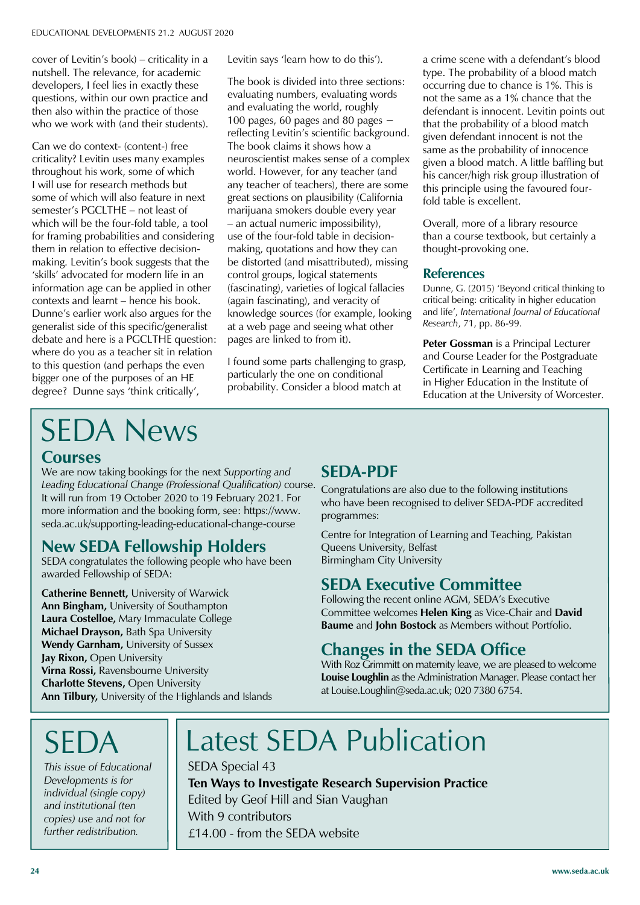cover of Levitin's book) – criticality in a nutshell. The relevance, for academic developers, I feel lies in exactly these questions, within our own practice and then also within the practice of those who we work with (and their students).

Can we do context- (content-) free criticality? Levitin uses many examples throughout his work, some of which I will use for research methods but some of which will also feature in next semester's PGCLTHE – not least of which will be the four-fold table, a tool for framing probabilities and considering them in relation to effective decision-making. Levitin's book suggests that the 'skills' advocated for modern life in an information age can be applied in other contexts and learnt – hence his book. Dunne's earlier work also argues for the generalist side of this specific/generalist debate and here is a PGCLTHE question: where do you as a teacher sit in relation to this question (and perhaps the even bigger one of the purposes of an HE degree? Dunne says 'think critically', Levitin says 'learn how to do this').

The book is divided into three sections: evaluating numbers, evaluating words and evaluating the world, roughly 100 pages, 60 pages and 80 pages – reflecting Levitin's scientific background. The book claims it shows how a neuroscientist makes sense of a complex world. However, for any teacher (and any teacher of teachers), there are some great sections on plausibility (California marijuana smokers double every year – an actual numeric impossibility), use of the four-fold table in decision-making, quotations and how they can be distorted (and misattributed), missing control groups, logical statements (fascinating), varieties of logical fallacies (again fascinating), and veracity of knowledge sources (for example, looking at a web page and seeing what other pages are linked to from it).

I found some parts challenging to grasp, particularly the one on conditional probability. Consider a blood match at a crime scene with a defendant's blood type. The probability of a blood match occurring due to chance is 1%. This is not the same as a 1% chance that the defendant is innocent. Levitin points out that the probability of a blood match given defendant innocent is not the same as the probability of innocence given a blood match. A little baffling but his cancer/high risk group illustration of this principle using the favoured four-fold table is excellent.

Overall, more of a library resource than a course textbook, but certainly a thought-provoking one.

### References

Dunne, G. (2015) 'Beyond critical thinking to critical being: criticality in higher education and life', *International Journal of Educational Research*, 71, pp. 86-99.

**Peter Gossman** is a Principal Lecturer and Course Leader for the Postgraduate Certificate in Learning and Teaching in Higher Education in the Institute of Education at the University of Worcester.

# SEDA News

## Courses

We are now taking bookings for the next *Supporting and Leading Educational Change (Professional Qualification)* course. It will run from 19 October 2020 to 19 February 2021. For more information and the booking form, see: https://www.seda.ac.uk/supporting-leading-educational-change-course

## New SEDA Fellowship Holders

SEDA congratulates the following people who have been awarded Fellowship of SEDA:

**Catherine Bennett,** University of Warwick
**Ann Bingham,** University of Southampton
**Laura Costelloe,** Mary Immaculate College
**Michael Drayson,** Bath Spa University
**Wendy Garnham,** University of Sussex
**Jay Rixon,** Open University
**Virna Rossi,** Ravensbourne University
**Charlotte Stevens,** Open University
**Ann Tilbury,** University of the Highlands and Islands

## SEDA-PDF

Congratulations are also due to the following institutions who have been recognised to deliver SEDA-PDF accredited programmes:

Centre for Integration of Learning and Teaching, Pakistan
Queens University, Belfast
Birmingham City University

## SEDA Executive Committee

Following the recent online AGM, SEDA's Executive Committee welcomes **Helen King** as Vice-Chair and **David Baume** and **John Bostock** as Members without Portfolio.

## Changes in the SEDA Office

With Roz Grimmitt on maternity leave, we are pleased to welcome **Louise Loughlin** as the Administration Manager. Please contact her at Louise.Loughlin@seda.ac.uk; 020 7380 6754.

# SEDA

*This issue of Educational Developments is for individual (single copy) and institutional (ten copies) use and not for further redistribution.*

# Latest SEDA Publication

SEDA Special 43
**Ten Ways to Investigate Research Supervision Practice**
Edited by Geof Hill and Sian Vaughan
With 9 contributors
£14.00 - from the SEDA website